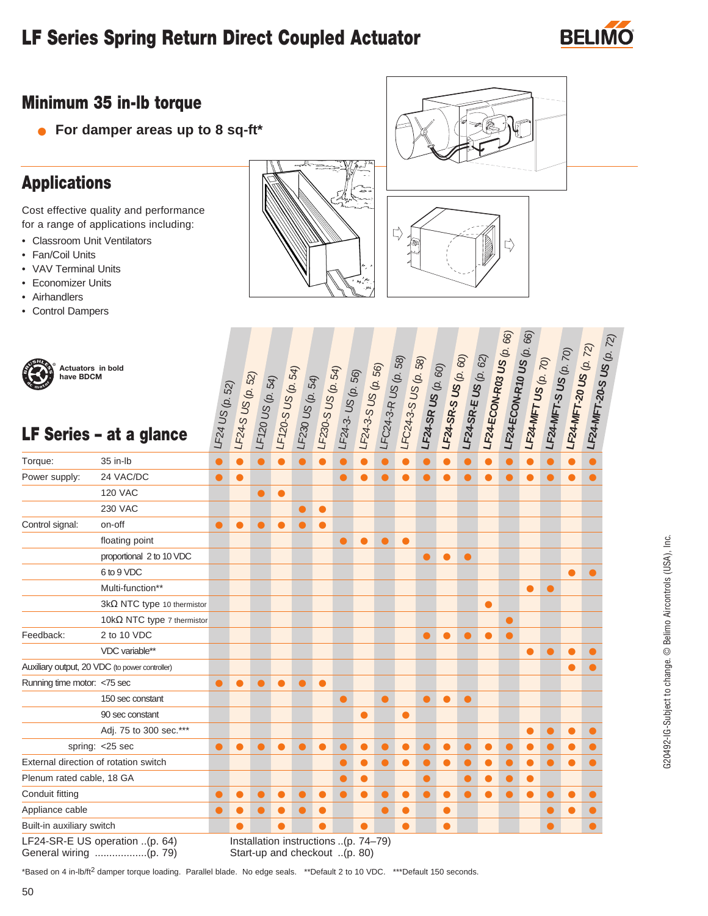# LF Series Spring Return Direct Coupled Actuator

## Minimum 35 in-lb torque

- **For damper areas up to 8 sq-ft***

## Applications

Cost effective quality and performance for a range of applications including:

- Classroom Unit Ventilators
- Fan/Coil Units
- VAV Terminal Units
- Economizer Units
- Airhandlers
- Control Dampers

Actuators in bold have BDCM

## LF Series – at a glance

| | | LF24 US (p. 52) | LF24-S US (p. 52) | LF120 US (p. 54) | LF120-S US (p. 54) | LF230 US (p. 54) | LF230-S US (p. 54) | LF24-3- US (p. 56) | LF24-3-S US (p. 56) | LFC24-3-R US (p. 58) | LFC24-3-S US (p. 58) | **LF24-SR US** (p. 60) | **LF24-SR-S US** (p. 60) | **LF24-SR-E US** (p. 62) | **LF24-ECON-R03 US** (p. 66) | **LF24-ECON-R10 US** (p. 66) | **LF24-MFT US** (p. 70) | **LF24-MFT-S US** (p. 70) | **LF24-MFT-20 US** (p. 72) | **LF24-MFT-20-S US** (p. 72) |
|---|---|---|---|---|---|---|---|---|---|---|---|---|---|---|---|---|---|---|---|---|
| Torque: | 35 in-lb | ● | ● | ● | ● | ● | ● | ● | ● | ● | ● | ● | ● | ● | ● | ● | ● | ● | ● | ● |
| Power supply: | 24 VAC/DC | ● | ● | | | | | ● | ● | ● | ● | ● | ● | ● | ● | ● | ● | ● | ● | ● |
| | 120 VAC | | | ● | ● | | | | | | | | | | | | | | | |
| | 230 VAC | | | | | ● | ● | | | | | | | | | | | | | |
| Control signal: | on-off | ● | ● | ● | ● | ● | ● | | | | | | | | | | | | | |
| | floating point | | | | | | | ● | ● | ● | ● | | | | | | | | | |
| | proportional 2 to 10 VDC | | | | | | | | | | | ● | ● | ● | | | | | | |
| | 6 to 9 VDC | | | | | | | | | | | | | | | | | | ● | ● |
| | Multi-function** | | | | | | | | | | | | | | | | ● | ● | | |
| | 3kΩ NTC type 10 thermistor | | | | | | | | | | | | | | ● | | | | | |
| | 10kΩ NTC type 7 thermistor | | | | | | | | | | | | | | | ● | | | | |
| Feedback: | 2 to 10 VDC | | | | | | | | | | | ● | ● | ● | ● | ● | | | | |
| | VDC variable** | | | | | | | | | | | | | | | | ● | ● | ● | ● |
| Auxiliary output, 20 VDC (to power controller) | | | | | | | | | | | | | | | | | | | ● | ● |
| Running time motor: | <75 sec | ● | ● | ● | ● | ● | ● | | | | | | | | | | | | | |
| | 150 sec constant | | | | | | | ● | | ● | | ● | ● | ● | | | | | | |
| | 90 sec constant | | | | | | | | ● | | ● | | | | | | | | | |
| | Adj. 75 to 300 sec.*** | | | | | | | | | | | | | | | | ● | ● | ● | ● |
| spring: | <25 sec | ● | ● | ● | ● | ● | ● | ● | ● | ● | ● | ● | ● | ● | ● | ● | ● | ● | ● | ● |
| External direction of rotation switch | | | | | | | | ● | ● | ● | ● | ● | ● | ● | ● | ● | ● | ● | ● | ● |
| Plenum rated cable, 18 GA | | | | | | | | ● | ● | | | ● | | ● | ● | ● | ● | | | |
| Conduit fitting | | ● | ● | ● | ● | ● | ● | ● | ● | ● | ● | ● | ● | ● | ● | ● | ● | ● | ● | ● |
| Appliance cable | | ● | ● | ● | ● | ● | ● | | | ● | ● | | ● | | | | | ● | ● | ● |
| Built-in auxiliary switch | | | ● | | ● | | ● | | ● | | ● | | ● | | | | | ● | | ● |

LF24-SR-E US operation ..(p. 64)
General wiring ..................(p. 79)
Installation instructions ..(p. 74–79)
Start-up and checkout ..(p. 80)

*Based on 4 in-lb/ft$^2$ damper torque loading. Parallel blade. No edge seals. **Default 2 to 10 VDC. ***Default 150 seconds.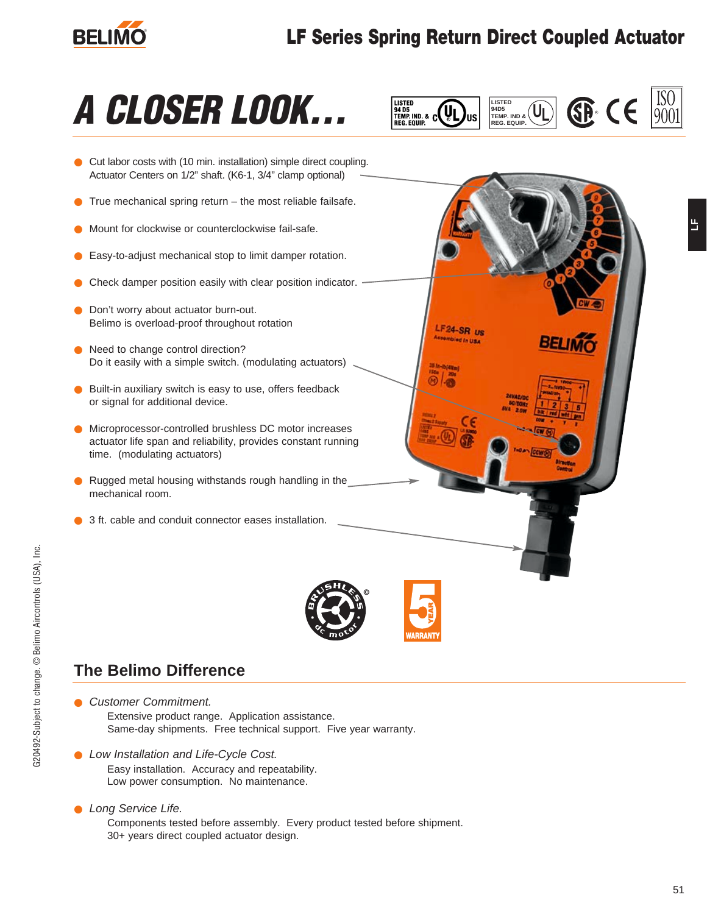# A CLOSER LOOK...

- Cut labor costs with (10 min. installation) simple direct coupling. Actuator Centers on 1/2" shaft. (K6-1, 3/4" clamp optional)
- True mechanical spring return – the most reliable failsafe.
- Mount for clockwise or counterclockwise fail-safe.
- Easy-to-adjust mechanical stop to limit damper rotation.
- Check damper position easily with clear position indicator.
- Don't worry about actuator burn-out. Belimo is overload-proof throughout rotation
- Need to change control direction? Do it easily with a simple switch. (modulating actuators)
- Built-in auxiliary switch is easy to use, offers feedback or signal for additional device.
- Microprocessor-controlled brushless DC motor increases actuator life span and reliability, provides constant running time. (modulating actuators)
- Rugged metal housing withstands rough handling in the mechanical room.
- 3 ft. cable and conduit connector eases installation.

## The Belimo Difference

- *Customer Commitment.*
  Extensive product range. Application assistance.
  Same-day shipments. Free technical support. Five year warranty.
- *Low Installation and Life-Cycle Cost.*
  Easy installation. Accuracy and repeatability.
  Low power consumption. No maintenance.
- *Long Service Life.*
  Components tested before assembly. Every product tested before shipment.
  30+ years direct coupled actuator design.

G20492-Subject to change. © Belimo Aircontrols (USA), Inc.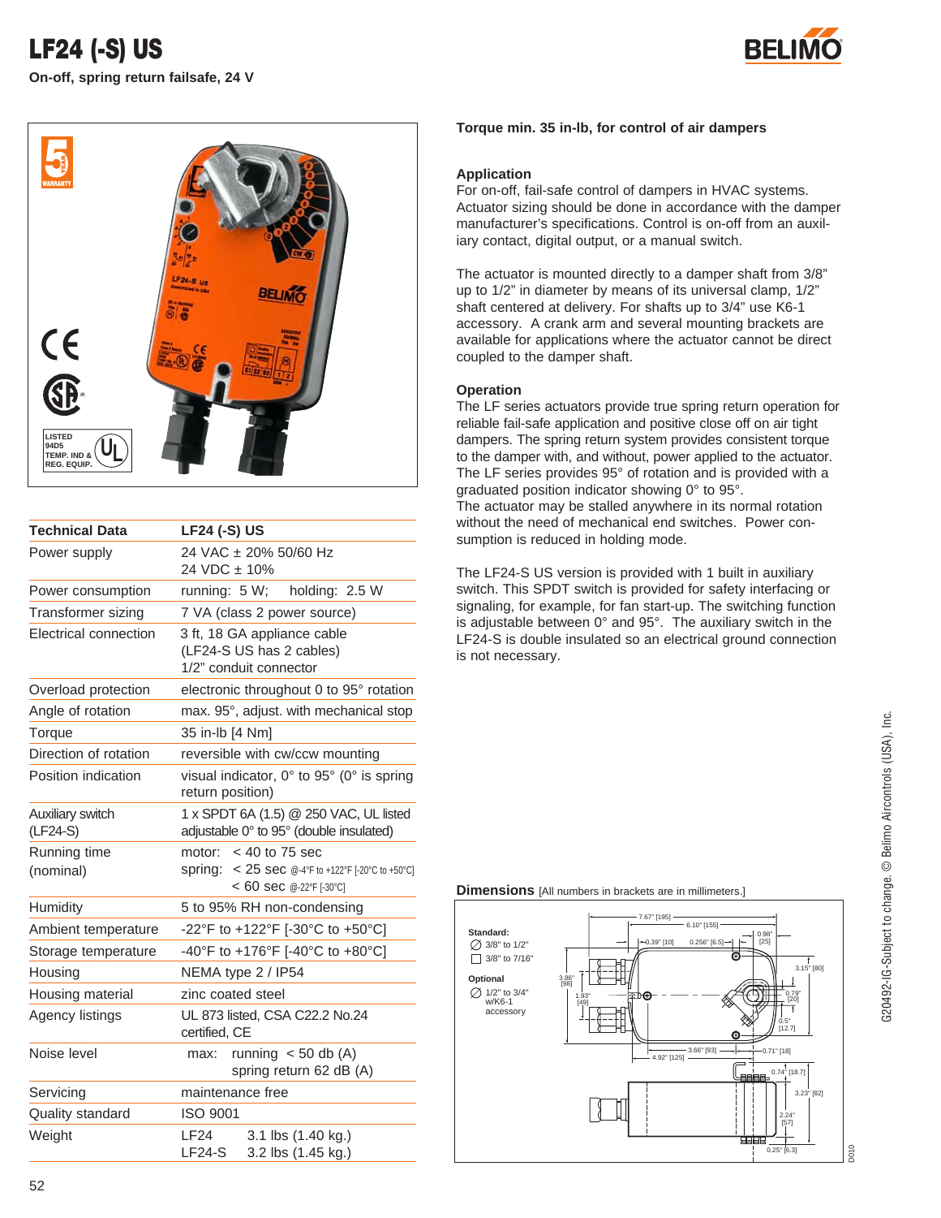# LF24 (-S) US

**On-off, spring return failsafe, 24 V**

| Technical Data | LF24 (-S) US |
|---|---|
| Power supply | 24 VAC ± 20% 50/60 Hz<br>24 VDC ± 10% |
| Power consumption | running: 5 W; holding: 2.5 W |
| Transformer sizing | 7 VA (class 2 power source) |
| Electrical connection | 3 ft, 18 GA appliance cable<br>(LF24-S US has 2 cables)<br>1/2" conduit connector |
| Overload protection | electronic throughout 0 to 95° rotation |
| Angle of rotation | max. 95°, adjust. with mechanical stop |
| Torque | 35 in-lb [4 Nm] |
| Direction of rotation | reversible with cw/ccw mounting |
| Position indication | visual indicator, 0° to 95° (0° is spring return position) |
| Auxiliary switch (LF24-S) | 1 x SPDT 6A (1.5) @ 250 VAC, UL listed adjustable 0° to 95° (double insulated) |
| Running time (nominal) | motor: < 40 to 75 sec<br>spring: < 25 sec @-4°F to +122°F [-20°C to +50°C]<br>< 60 sec @-22°F [-30°C] |
| Humidity | 5 to 95% RH non-condensing |
| Ambient temperature | -22°F to +122°F [-30°C to +50°C] |
| Storage temperature | -40°F to +176°F [-40°C to +80°C] |
| Housing | NEMA type 2 / IP54 |
| Housing material | zinc coated steel |
| Agency listings | UL 873 listed, CSA C22.2 No.24 certified, CE |
| Noise level | max: running < 50 db (A)<br>spring return 62 dB (A) |
| Servicing | maintenance free |
| Quality standard | ISO 9001 |
| Weight | LF24 3.1 lbs (1.40 kg.)<br>LF24-S 3.2 lbs (1.45 kg.) |

**Torque min. 35 in-lb, for control of air dampers**

### Application

For on-off, fail-safe control of dampers in HVAC systems. Actuator sizing should be done in accordance with the damper manufacturer's specifications. Control is on-off from an auxiliary contact, digital output, or a manual switch.

The actuator is mounted directly to a damper shaft from 3/8" up to 1/2" in diameter by means of its universal clamp, 1/2" shaft centered at delivery. For shafts up to 3/4" use K6-1 accessory. A crank arm and several mounting brackets are available for applications where the actuator cannot be direct coupled to the damper shaft.

### Operation

The LF series actuators provide true spring return operation for reliable fail-safe application and positive close off on air tight dampers. The spring return system provides consistent torque to the damper with, and without, power applied to the actuator. The LF series provides 95° of rotation and is provided with a graduated position indicator showing 0° to 95°.
The actuator may be stalled anywhere in its normal rotation without the need of mechanical end switches. Power consumption is reduced in holding mode.

The LF24-S US version is provided with 1 built in auxiliary switch. This SPDT switch is provided for safety interfacing or signaling, for example, for fan start-up. The switching function is adjustable between 0° and 95°. The auxiliary switch in the LF24-S is double insulated so an electrical ground connection is not necessary.

**Dimensions** [All numbers in brackets are in millimeters.]

Standard:
∅ 3/8" to 1/2"
□ 3/8" to 7/16"

Optional
∅ 1/2" to 3/4" w/K6-1 accessory

7.67" [195], 6.10" [155], 0.39" [10], 0.256" [6.5], 0.98" [25], 3.15" [80], 3.86" [98], 1.93" [49], 0.79" [20], 0.5" [12.7], 3.66" [93], 4.92" [125], 0.71" [18], 0.74" [18.7], 3.23" [82], 2.24" [57], 0.25" [6.3]

D010

G20492-IG-Subject to change. © Belimo Aircontrols (USA), Inc.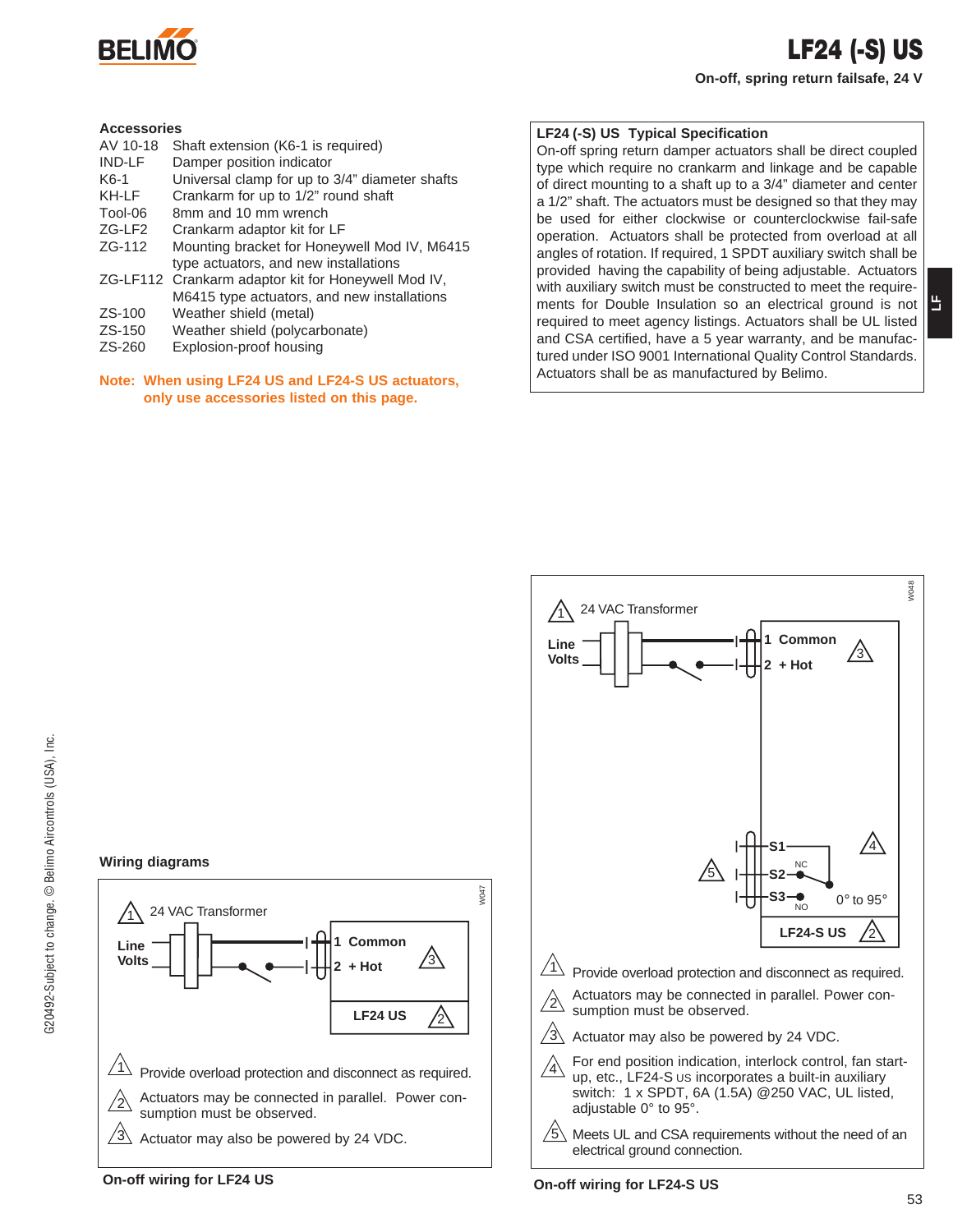# LF24 (-S) US

**On-off, spring return failsafe, 24 V**

## Accessories

| | |
|---|---|
| AV 10-18 | Shaft extension (K6-1 is required) |
| IND-LF | Damper position indicator |
| K6-1 | Universal clamp for up to 3/4" diameter shafts |
| KH-LF | Crankarm for up to 1/2" round shaft |
| Tool-06 | 8mm and 10 mm wrench |
| ZG-LF2 | Crankarm adaptor kit for LF |
| ZG-112 | Mounting bracket for Honeywell Mod IV, M6415 type actuators, and new installations |
| ZG-LF112 | Crankarm adaptor kit for Honeywell Mod IV, M6415 type actuators, and new installations |
| ZS-100 | Weather shield (metal) |
| ZS-150 | Weather shield (polycarbonate) |
| ZS-260 | Explosion-proof housing |

**Note: When using LF24 US and LF24-S US actuators, only use accessories listed on this page.**

## LF24 (-S) US Typical Specification

On-off spring return damper actuators shall be direct coupled type which require no crankarm and linkage and be capable of direct mounting to a shaft up to a 3/4" diameter and center a 1/2" shaft. The actuators must be designed so that they may be used for either clockwise or counterclockwise fail-safe operation. Actuators shall be protected from overload at all angles of rotation. If required, 1 SPDT auxiliary switch shall be provided having the capability of being adjustable. Actuators with auxiliary switch must be constructed to meet the requirements for Double Insulation so an electrical ground is not required to meet agency listings. Actuators shall be UL listed and CSA certified, have a 5 year warranty, and be manufactured under ISO 9001 International Quality Control Standards. Actuators shall be as manufactured by Belimo.

## Wiring diagrams

W047

1 24 VAC Transformer

Line Volts

1 Common

2 + Hot

3

LF24 US 2

1 Provide overload protection and disconnect as required.

2 Actuators may be connected in parallel. Power consumption must be observed.

3 Actuator may also be powered by 24 VDC.

**On-off wiring for LF24 US**

W048

1 24 VAC Transformer

Line Volts

1 Common

2 + Hot

3

S1

S2 NC

S3 NO

4

5

0° to 95°

LF24-S US 2

1 Provide overload protection and disconnect as required.

2 Actuators may be connected in parallel. Power consumption must be observed.

3 Actuator may also be powered by 24 VDC.

4 For end position indication, interlock control, fan startup, etc., LF24-S US incorporates a built-in auxiliary switch: 1 x SPDT, 6A (1.5A) @250 VAC, UL listed, adjustable 0° to 95°.

5 Meets UL and CSA requirements without the need of an electrical ground connection.

**On-off wiring for LF24-S US**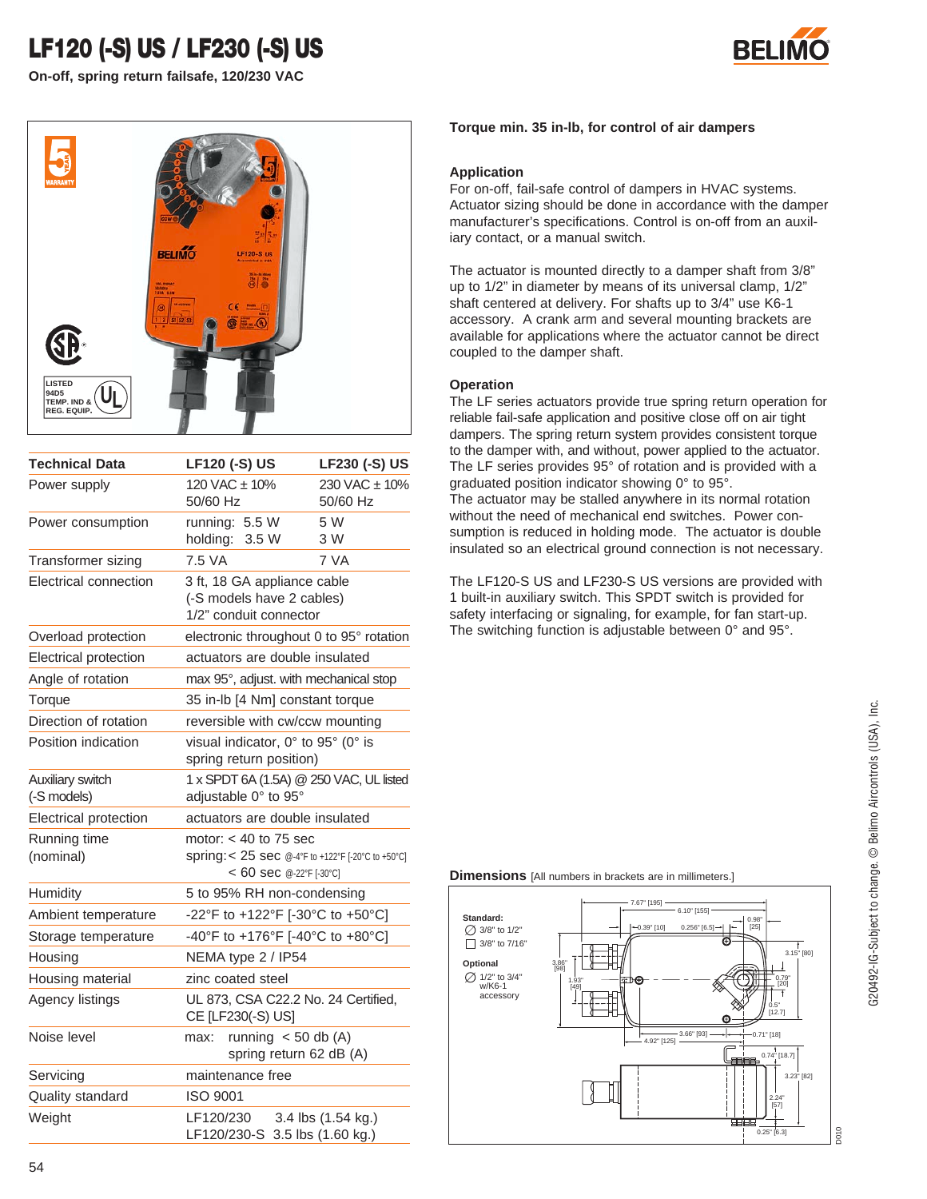# LF120 (-S) US / LF230 (-S) US

**On-off, spring return failsafe, 120/230 VAC**

| Technical Data | LF120 (-S) US | LF230 (-S) US |
|---|---|---|
| Power supply | 120 VAC ± 10% 50/60 Hz | 230 VAC ± 10% 50/60 Hz |
| Power consumption | running: 5.5 W holding: 3.5 W | 5 W 3 W |
| Transformer sizing | 7.5 VA | 7 VA |
| Electrical connection | 3 ft, 18 GA appliance cable (-S models have 2 cables) 1/2" conduit connector | |
| Overload protection | electronic throughout 0 to 95° rotation | |
| Electrical protection | actuators are double insulated | |
| Angle of rotation | max 95°, adjust. with mechanical stop | |
| Torque | 35 in-lb [4 Nm] constant torque | |
| Direction of rotation | reversible with cw/ccw mounting | |
| Position indication | visual indicator, 0° to 95° (0° is spring return position) | |
| Auxiliary switch (-S models) | 1 x SPDT 6A (1.5A) @ 250 VAC, UL listed adjustable 0° to 95° | |
| Electrical protection | actuators are double insulated | |
| Running time (nominal) | motor: < 40 to 75 sec spring: < 25 sec @-4°F to +122°F [-20°C to +50°C] < 60 sec @-22°F [-30°C] | |
| Humidity | 5 to 95% RH non-condensing | |
| Ambient temperature | -22°F to +122°F [-30°C to +50°C] | |
| Storage temperature | -40°F to +176°F [-40°C to +80°C] | |
| Housing | NEMA type 2 / IP54 | |
| Housing material | zinc coated steel | |
| Agency listings | UL 873, CSA C22.2 No. 24 Certified, CE [LF230(-S) US] | |
| Noise level | max: running < 50 db (A) spring return 62 dB (A) | |
| Servicing | maintenance free | |
| Quality standard | ISO 9001 | |
| Weight | LF120/230 3.4 lbs (1.54 kg.) LF120/230-S 3.5 lbs (1.60 kg.) | |

**Torque min. 35 in-lb, for control of air dampers**

### Application

For on-off, fail-safe control of dampers in HVAC systems. Actuator sizing should be done in accordance with the damper manufacturer's specifications. Control is on-off from an auxiliary contact, or a manual switch.

The actuator is mounted directly to a damper shaft from 3/8" up to 1/2" in diameter by means of its universal clamp, 1/2" shaft centered at delivery. For shafts up to 3/4" use K6-1 accessory. A crank arm and several mounting brackets are available for applications where the actuator cannot be direct coupled to the damper shaft.

### Operation

The LF series actuators provide true spring return operation for reliable fail-safe application and positive close off on air tight dampers. The spring return system provides consistent torque to the damper with, and without, power applied to the actuator. The LF series provides 95° of rotation and is provided with a graduated position indicator showing 0° to 95°.
The actuator may be stalled anywhere in its normal rotation without the need of mechanical end switches. Power consumption is reduced in holding mode. The actuator is double insulated so an electrical ground connection is not necessary.

The LF120-S US and LF230-S US versions are provided with 1 built-in auxiliary switch. This SPDT switch is provided for safety interfacing or signaling, for example, for fan start-up. The switching function is adjustable between 0° and 95°.

**Dimensions** [All numbers in brackets are in millimeters.]

**Standard:** ∅ 3/8" to 1/2", □ 3/8" to 7/16"

**Optional** ∅ 1/2" to 3/4" w/K6-1 accessory

G20492-IG-Subject to change. © Belimo Aircontrols (USA), Inc.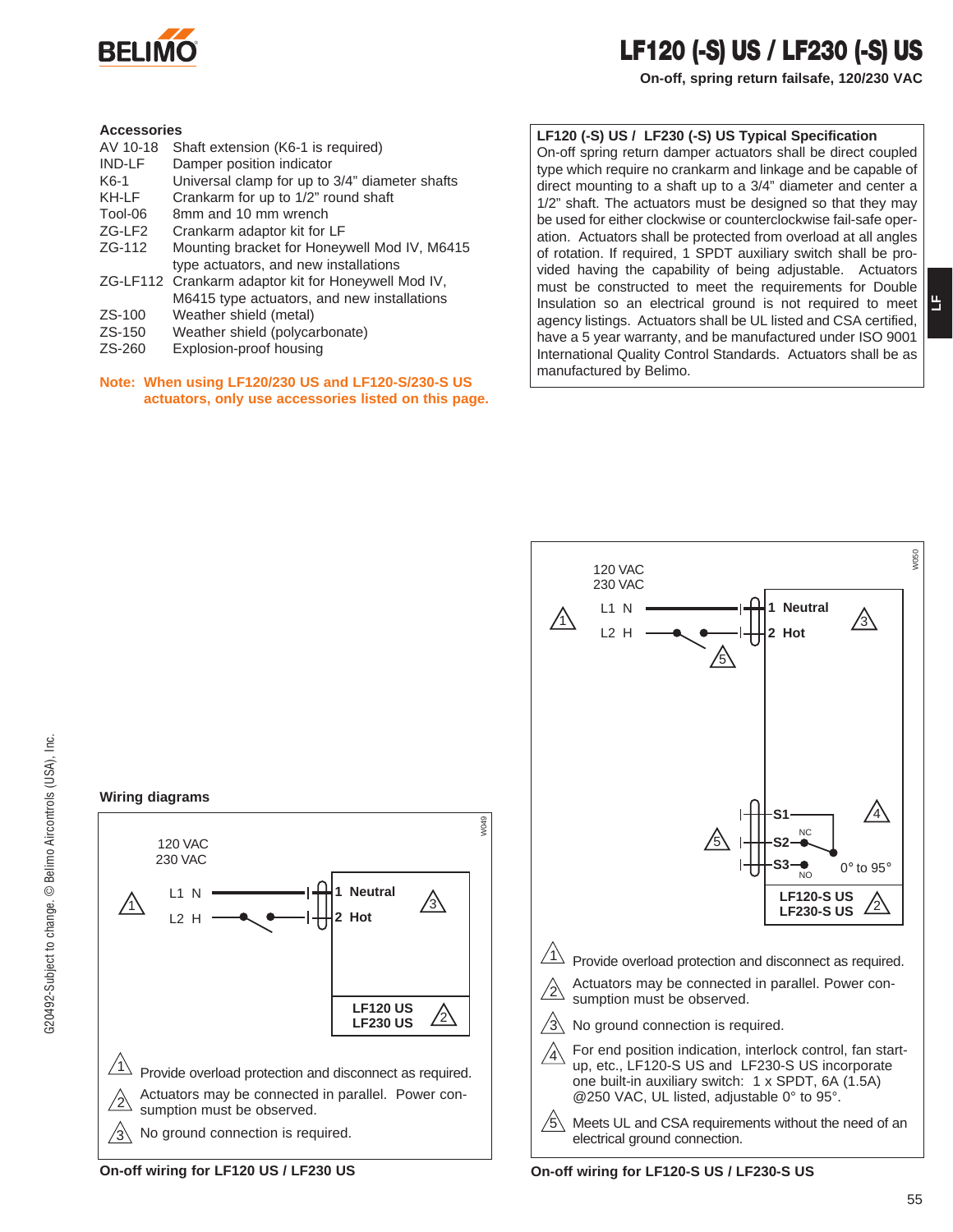# LF120 (-S) US / LF230 (-S) US

**On-off, spring return failsafe, 120/230 VAC**

### Accessories

| | |
|---|---|
| AV 10-18 | Shaft extension (K6-1 is required) |
| IND-LF | Damper position indicator |
| K6-1 | Universal clamp for up to 3/4" diameter shafts |
| KH-LF | Crankarm for up to 1/2" round shaft |
| Tool-06 | 8mm and 10 mm wrench |
| ZG-LF2 | Crankarm adaptor kit for LF |
| ZG-112 | Mounting bracket for Honeywell Mod IV, M6415 type actuators, and new installations |
| ZG-LF112 | Crankarm adaptor kit for Honeywell Mod IV, M6415 type actuators, and new installations |
| ZS-100 | Weather shield (metal) |
| ZS-150 | Weather shield (polycarbonate) |
| ZS-260 | Explosion-proof housing |

**Note: When using LF120/230 US and LF120-S/230-S US actuators, only use accessories listed on this page.**

### LF120 (-S) US / LF230 (-S) US Typical Specification

On-off spring return damper actuators shall be direct coupled type which require no crankarm and linkage and be capable of direct mounting to a shaft up to a 3/4" diameter and center a 1/2" shaft. The actuators must be designed so that they may be used for either clockwise or counterclockwise fail-safe operation. Actuators shall be protected from overload at all angles of rotation. If required, 1 SPDT auxiliary switch shall be provided having the capability of being adjustable. Actuators must be constructed to meet the requirements for Double Insulation so an electrical ground is not required to meet agency listings. Actuators shall be UL listed and CSA certified, have a 5 year warranty, and be manufactured under ISO 9001 International Quality Control Standards. Actuators shall be as manufactured by Belimo.

### Wiring diagrams

W049

120 VAC
230 VAC

⚠1 L1 N — 1 Neutral ⚠3
L2 H — 2 Hot

LF120 US
LF230 US ⚠2

⚠1 Provide overload protection and disconnect as required.

⚠2 Actuators may be connected in parallel. Power consumption must be observed.

⚠3 No ground connection is required.

**On-off wiring for LF120 US / LF230 US**

W050

120 VAC
230 VAC

⚠1 L1 N — 1 Neutral ⚠3
L2 H — 2 Hot
⚠5

⚠5 S1 ⚠4
S2 NC
S3 NO
0° to 95°

LF120-S US
LF230-S US ⚠2

⚠1 Provide overload protection and disconnect as required.

⚠2 Actuators may be connected in parallel. Power consumption must be observed.

⚠3 No ground connection is required.

⚠4 For end position indication, interlock control, fan start-up, etc., LF120-S US and LF230-S US incorporate one built-in auxiliary switch: 1 x SPDT, 6A (1.5A) @250 VAC, UL listed, adjustable 0° to 95°.

⚠5 Meets UL and CSA requirements without the need of an electrical ground connection.

**On-off wiring for LF120-S US / LF230-S US**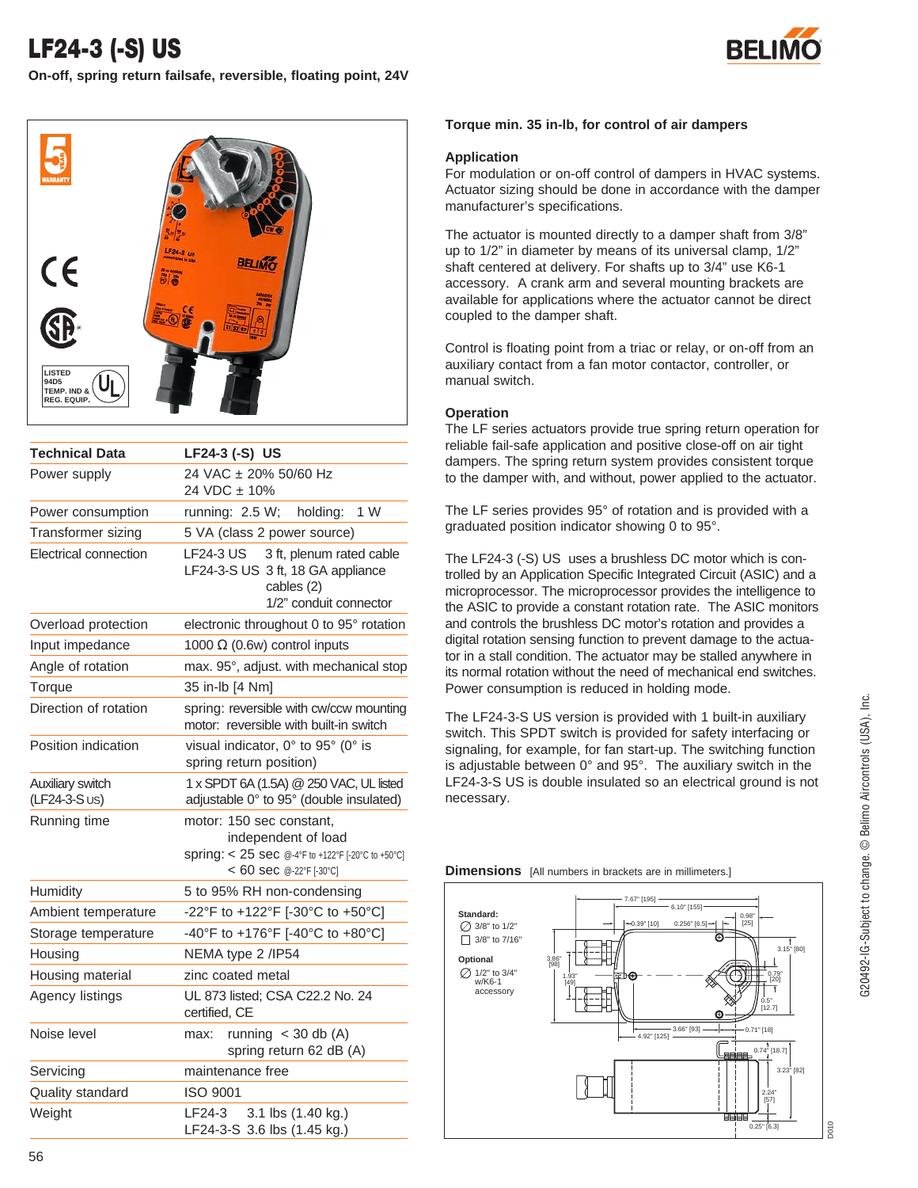# LF24-3 (-S) US

**On-off, spring return failsafe, reversible, floating point, 24V**

| Technical Data | LF24-3 (-S) US |
|---|---|
| Power supply | 24 VAC ± 20% 50/60 Hz<br>24 VDC ± 10% |
| Power consumption | running: 2.5 W; holding: 1 W |
| Transformer sizing | 5 VA (class 2 power source) |
| Electrical connection | LF24-3 US 3 ft, plenum rated cable<br>LF24-3-S US 3 ft, 18 GA appliance cables (2)<br>1/2" conduit connector |
| Overload protection | electronic throughout 0 to 95° rotation |
| Input impedance | 1000 Ω (0.6w) control inputs |
| Angle of rotation | max. 95°, adjust. with mechanical stop |
| Torque | 35 in-lb [4 Nm] |
| Direction of rotation | spring: reversible with cw/ccw mounting<br>motor: reversible with built-in switch |
| Position indication | visual indicator, 0° to 95° (0° is spring return position) |
| Auxiliary switch (LF24-3-S US) | 1 x SPDT 6A (1.5A) @ 250 VAC, UL listed adjustable 0° to 95° (double insulated) |
| Running time | motor: 150 sec constant, independent of load<br>spring: < 25 sec @-4°F to +122°F [-20°C to +50°C]<br>< 60 sec @-22°F [-30°C] |
| Humidity | 5 to 95% RH non-condensing |
| Ambient temperature | -22°F to +122°F [-30°C to +50°C] |
| Storage temperature | -40°F to +176°F [-40°C to +80°C] |
| Housing | NEMA type 2 /IP54 |
| Housing material | zinc coated metal |
| Agency listings | UL 873 listed; CSA C22.2 No. 24 certified, CE |
| Noise level | max: running < 30 db (A)<br>spring return 62 dB (A) |
| Servicing | maintenance free |
| Quality standard | ISO 9001 |
| Weight | LF24-3 3.1 lbs (1.40 kg.)<br>LF24-3-S 3.6 lbs (1.45 kg.) |

**Torque min. 35 in-lb, for control of air dampers**

## Application

For modulation or on-off control of dampers in HVAC systems. Actuator sizing should be done in accordance with the damper manufacturer's specifications.

The actuator is mounted directly to a damper shaft from 3/8" up to 1/2" in diameter by means of its universal clamp, 1/2" shaft centered at delivery. For shafts up to 3/4" use K6-1 accessory. A crank arm and several mounting brackets are available for applications where the actuator cannot be direct coupled to the damper shaft.

Control is floating point from a triac or relay, or on-off from an auxiliary contact from a fan motor contactor, controller, or manual switch.

## Operation

The LF series actuators provide true spring return operation for reliable fail-safe application and positive close-off on air tight dampers. The spring return system provides consistent torque to the damper with, and without, power applied to the actuator.

The LF series provides 95° of rotation and is provided with a graduated position indicator showing 0 to 95°.

The LF24-3 (-S) US uses a brushless DC motor which is controlled by an Application Specific Integrated Circuit (ASIC) and a microprocessor. The microprocessor provides the intelligence to the ASIC to provide a constant rotation rate. The ASIC monitors and controls the brushless DC motor's rotation and provides a digital rotation sensing function to prevent damage to the actuator in a stall condition. The actuator may be stalled anywhere in its normal rotation without the need of mechanical end switches. Power consumption is reduced in holding mode.

The LF24-3-S US version is provided with 1 built-in auxiliary switch. This SPDT switch is provided for safety interfacing or signaling, for example, for fan start-up. The switching function is adjustable between 0° and 95°. The auxiliary switch in the LF24-3-S US is double insulated so an electrical ground is not necessary.

## Dimensions [All numbers in brackets are in millimeters.]

Standard:
- ∅ 3/8" to 1/2"
- □ 3/8" to 7/16"

Optional
- ∅ 1/2" to 3/4" w/K6-1 accessory

G20492-IG-Subject to change. © Belimo Aircontrols (USA), Inc.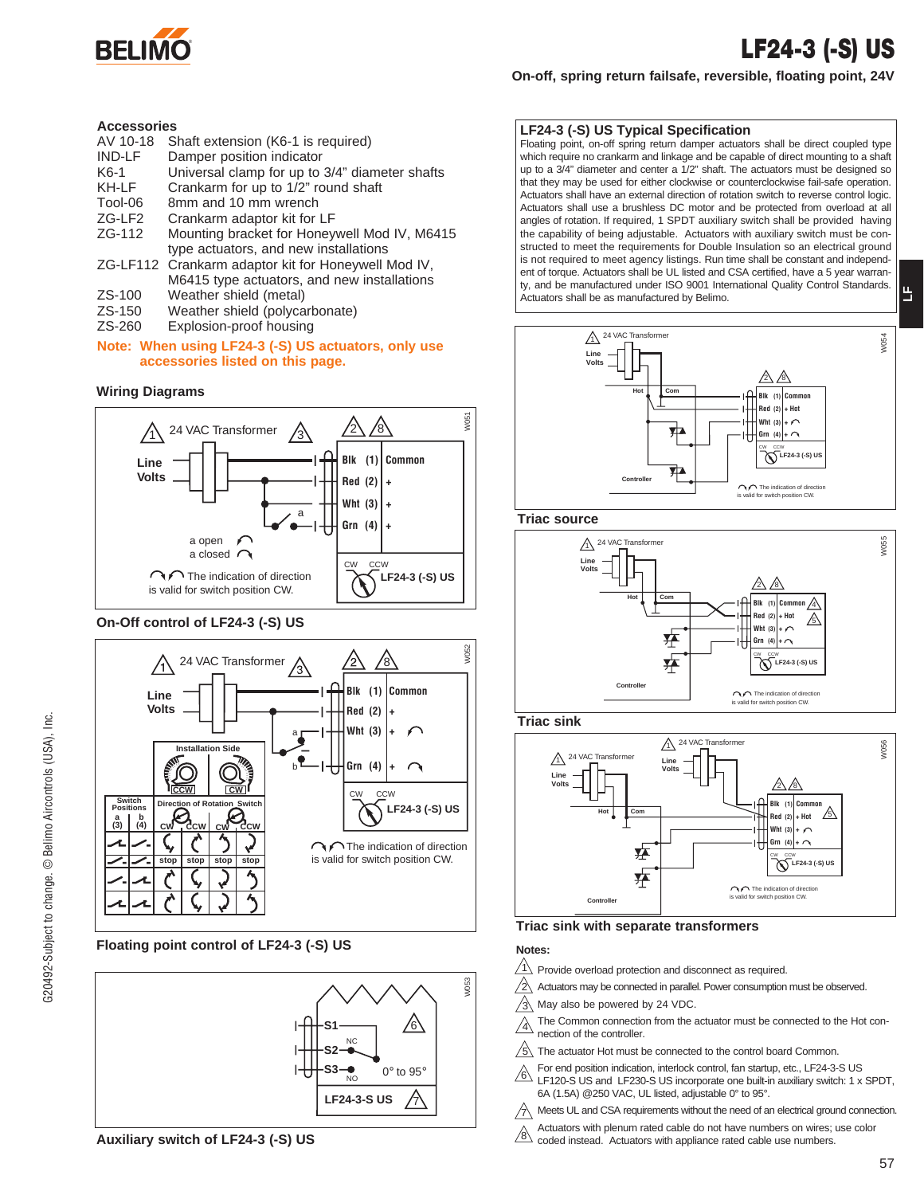# LF24-3 (-S) US

**On-off, spring return failsafe, reversible, floating point, 24V**

## Accessories

| | |
|---|---|
| AV 10-18 | Shaft extension (K6-1 is required) |
| IND-LF | Damper position indicator |
| K6-1 | Universal clamp for up to 3/4" diameter shafts |
| KH-LF | Crankarm for up to 1/2" round shaft |
| Tool-06 | 8mm and 10 mm wrench |
| ZG-LF2 | Crankarm adaptor kit for LF |
| ZG-112 | Mounting bracket for Honeywell Mod IV, M6415 type actuators, and new installations |
| ZG-LF112 | Crankarm adaptor kit for Honeywell Mod IV, M6415 type actuators, and new installations |
| ZS-100 | Weather shield (metal) |
| ZS-150 | Weather shield (polycarbonate) |
| ZS-260 | Explosion-proof housing |

**Note: When using LF24-3 (-S) US actuators, only use accessories listed on this page.**

## LF24-3 (-S) US Typical Specification

Floating point, on-off spring return damper actuators shall be direct coupled type which require no crankarm and linkage and be capable of direct mounting to a shaft up to a 3/4" diameter and center a 1/2" shaft. The actuators must be designed so that they may be used for either clockwise or counterclockwise fail-safe operation. Actuators shall have an external direction of rotation switch to reverse control logic. Actuators shall use a brushless DC motor and be protected from overload at all angles of rotation. If required, 1 SPDT auxiliary switch shall be provided having the capability of being adjustable. Actuators with auxiliary switch must be constructed to meet the requirements for Double Insulation so an electrical ground is not required to meet agency listings. Run time shall be constant and independent of torque. Actuators shall be UL listed and CSA certified, have a 5 year warranty, and be manufactured under ISO 9001 International Quality Control Standards. Actuators shall be as manufactured by Belimo.

## Wiring Diagrams

On-Off control of LF24-3 (-S) US

Floating point control of LF24-3 (-S) US

| Switch Positions a (3) | b (4) | Direction of Rotation Switch: CW — CCW (Installation Side) | CW — CCW (Installation Side) |
|---|---|---|---|
| closed | open | CCW / CCW | CW / CW |
| open | open | stop / stop | stop / stop |
| open | closed | CW / CCW | CW / CCW |
| closed | closed | CW / CCW | CW / CCW |

Auxiliary switch of LF24-3 (-S) US

Triac source

Triac sink

Triac sink with separate transformers

**Notes:**

1. Provide overload protection and disconnect as required.
2. Actuators may be connected in parallel. Power consumption must be observed.
3. May also be powered by 24 VDC.
4. The Common connection from the actuator must be connected to the Hot connection of the controller.
5. The actuator Hot must be connected to the control board Common.
6. For end position indication, interlock control, fan startup, etc., LF24-3-S US LF120-S US and LF230-S US incorporate one built-in auxiliary switch: 1 x SPDT, 6A (1.5A) @250 VAC, UL listed, adjustable 0° to 95°.
7. Meets UL and CSA requirements without the need of an electrical ground connection.
8. Actuators with plenum rated cable do not have numbers on wires; use color coded instead. Actuators with appliance rated cable use numbers.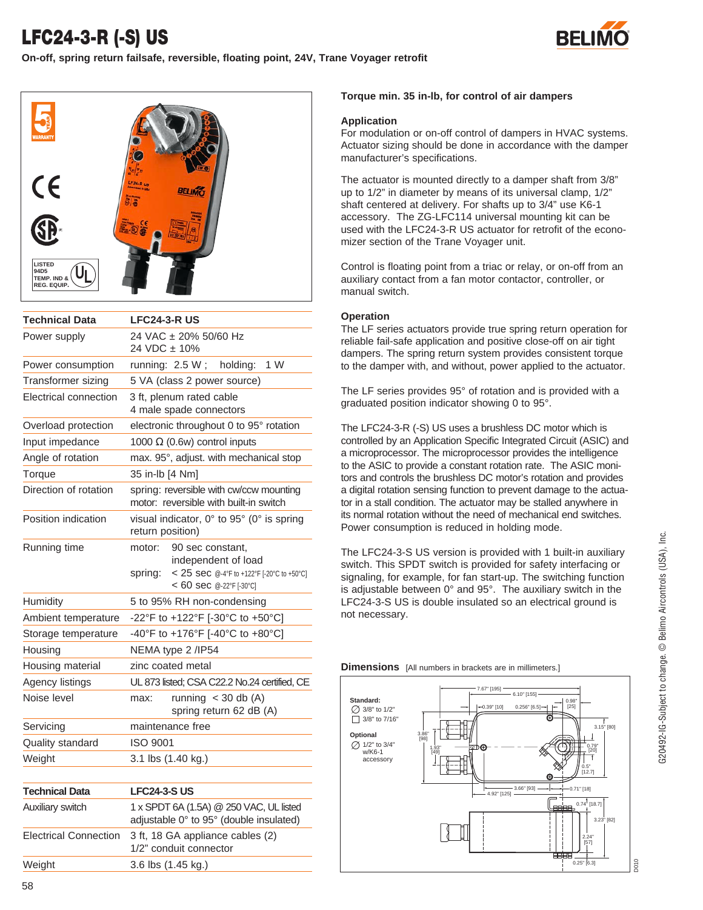# LFC24-3-R (-S) US

**On-off, spring return failsafe, reversible, floating point, 24V, Trane Voyager retrofit**

| Technical Data | LFC24-3-R US |
|---|---|
| Power supply | 24 VAC ± 20% 50/60 Hz<br>24 VDC ± 10% |
| Power consumption | running: 2.5 W ; holding: 1 W |
| Transformer sizing | 5 VA (class 2 power source) |
| Electrical connection | 3 ft, plenum rated cable<br>4 male spade connectors |
| Overload protection | electronic throughout 0 to 95° rotation |
| Input impedance | 1000 Ω (0.6w) control inputs |
| Angle of rotation | max. 95°, adjust. with mechanical stop |
| Torque | 35 in-lb [4 Nm] |
| Direction of rotation | spring: reversible with cw/ccw mounting<br>motor: reversible with built-in switch |
| Position indication | visual indicator, 0° to 95° (0° is spring return position) |
| Running time | motor: 90 sec constant, independent of load<br>spring: < 25 sec @-4°F to +122°F [-20°C to +50°C]<br>< 60 sec @-22°F [-30°C] |
| Humidity | 5 to 95% RH non-condensing |
| Ambient temperature | -22°F to +122°F [-30°C to +50°C] |
| Storage temperature | -40°F to +176°F [-40°C to +80°C] |
| Housing | NEMA type 2 /IP54 |
| Housing material | zinc coated metal |
| Agency listings | UL 873 listed; CSA C22.2 No.24 certified, CE |
| Noise level | max: running < 30 db (A)<br>spring return 62 dB (A) |
| Servicing | maintenance free |
| Quality standard | ISO 9001 |
| Weight | 3.1 lbs (1.40 kg.) |

| Technical Data | LFC24-3-S US |
|---|---|
| Auxiliary switch | 1 x SPDT 6A (1.5A) @ 250 VAC, UL listed<br>adjustable 0° to 95° (double insulated) |
| Electrical Connection | 3 ft, 18 GA appliance cables (2)<br>1/2" conduit connector |
| Weight | 3.6 lbs (1.45 kg.) |

**Torque min. 35 in-lb, for control of air dampers**

## Application

For modulation or on-off control of dampers in HVAC systems. Actuator sizing should be done in accordance with the damper manufacturer's specifications.

The actuator is mounted directly to a damper shaft from 3/8" up to 1/2" in diameter by means of its universal clamp, 1/2" shaft centered at delivery. For shafts up to 3/4" use K6-1 accessory. The ZG-LFC114 universal mounting kit can be used with the LFC24-3-R US actuator for retrofit of the economizer section of the Trane Voyager unit.

Control is floating point from a triac or relay, or on-off from an auxiliary contact from a fan motor contactor, controller, or manual switch.

## Operation

The LF series actuators provide true spring return operation for reliable fail-safe application and positive close-off on air tight dampers. The spring return system provides consistent torque to the damper with, and without, power applied to the actuator.

The LF series provides 95° of rotation and is provided with a graduated position indicator showing 0 to 95°.

The LFC24-3-R (-S) US uses a brushless DC motor which is controlled by an Application Specific Integrated Circuit (ASIC) and a microprocessor. The microprocessor provides the intelligence to the ASIC to provide a constant rotation rate. The ASIC monitors and controls the brushless DC motor's rotation and provides a digital rotation sensing function to prevent damage to the actuator in a stall condition. The actuator may be stalled anywhere in its normal rotation without the need of mechanical end switches. Power consumption is reduced in holding mode.

The LFC24-3-S US version is provided with 1 built-in auxiliary switch. This SPDT switch is provided for safety interfacing or signaling, for example, for fan start-up. The switching function is adjustable between 0° and 95°. The auxiliary switch in the LFC24-3-S US is double insulated so an electrical ground is not necessary.

## Dimensions [All numbers in brackets are in millimeters.]

Standard:
∅ 3/8" to 1/2"
□ 3/8" to 7/16"

Optional
∅ 1/2" to 3/4" w/K6-1 accessory

G20492-IG-Subject to change. © Belimo Aircontrols (USA), Inc.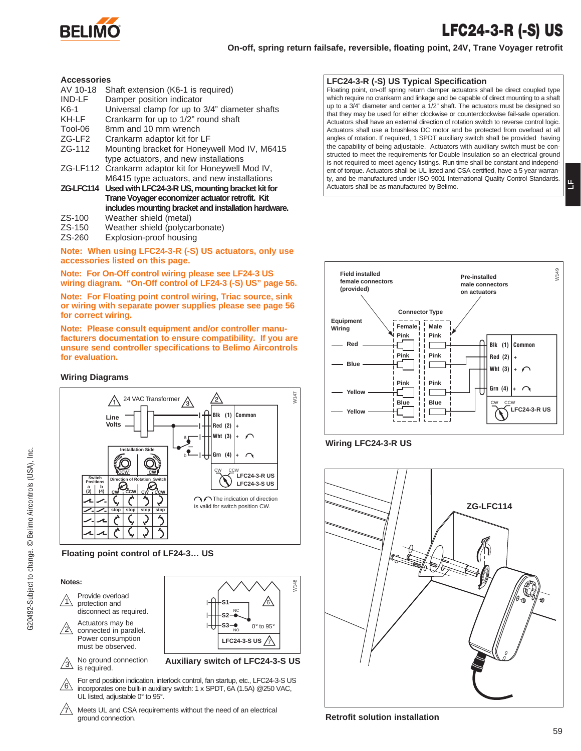# LFC24-3-R (-S) US

**On-off, spring return failsafe, reversible, floating point, 24V, Trane Voyager retrofit**

## Accessories

| | |
|---|---|
| AV 10-18 | Shaft extension (K6-1 is required) |
| IND-LF | Damper position indicator |
| K6-1 | Universal clamp for up to 3/4" diameter shafts |
| KH-LF | Crankarm for up to 1/2" round shaft |
| Tool-06 | 8mm and 10 mm wrench |
| ZG-LF2 | Crankarm adaptor kit for LF |
| ZG-112 | Mounting bracket for Honeywell Mod IV, M6415 type actuators, and new installations |
| ZG-LF112 | Crankarm adaptor kit for Honeywell Mod IV, M6415 type actuators, and new installations |
| **ZG-LFC114** | **Used with LFC24-3-R US, mounting bracket kit for Trane Voyager economizer actuator retrofit. Kit includes mounting bracket and installation hardware.** |
| ZS-100 | Weather shield (metal) |
| ZS-150 | Weather shield (polycarbonate) |
| ZS-260 | Explosion-proof housing |

**Note: When using LFC24-3-R (-S) US actuators, only use accessories listed on this page.**

**Note: For On-Off control wiring please see LF24-3 US wiring diagram. "On-Off control of LF24-3 (-S) US" page 56.**

**Note: For Floating point control wiring, Triac source, sink or wiring with separate power supplies please see page 56 for correct wiring.**

**Note: Please consult equipment and/or controller manufacturers documentation to ensure compatibility. If you are unsure send controller specifications to Belimo Aircontrols for evaluation.**

## Wiring Diagrams

24 VAC Transformer (1) (3) (2)

Line Volts

Blk (1) Common
Red (2) +
Wht (3) +
Grn (4) +

LFC24-3-R US
LFC24-3-S US

The indication of direction is valid for switch position CW.

**Floating point control of LF24-3… US**

**Notes:**

1. Provide overload protection and disconnect as required.
2. Actuators may be connected in parallel. Power consumption must be observed.
3. No ground connection is required.
6. For end position indication, interlock control, fan startup, etc., LFC24-3-S US incorporates one built-in auxiliary switch: 1 x SPDT, 6A (1.5A) @250 VAC, UL listed, adjustable 0° to 95°.
7. Meets UL and CSA requirements without the need of an electrical ground connection.

S1, S2 (NC), S3 (NO), 0° to 95°, LFC24-3-S US

**Auxiliary switch of LFC24-3-S US**

## LFC24-3-R (-S) US Typical Specification

Floating point, on-off spring return damper actuators shall be direct coupled type which require no crankarm and linkage and be capable of direct mounting to a shaft up to a 3/4" diameter and center a 1/2" shaft. The actuators must be designed so that they may be used for either clockwise or counterclockwise fail-safe operation. Actuators shall have an external direction of rotation switch to reverse control logic. Actuators shall use a brushless DC motor and be protected from overload at all angles of rotation. If required, 1 SPDT auxiliary switch shall be provided having the capability of being adjustable. Actuators with auxiliary switch must be constructed to meet the requirements for Double Insulation so an electrical ground is not required to meet agency listings. Run time shall be constant and independent of torque. Actuators shall be UL listed and CSA certified, have a 5 year warranty, and be manufactured under ISO 9001 International Quality Control Standards. Actuators shall be as manufactured by Belimo.

Field installed female connectors (provided) — Pre-installed male connectors on actuators

| Equipment Wiring | Female | Male | Actuator |
|---|---|---|---|
| Red | Pink | Pink | Blk (1) Common |
| Blue | Pink | Pink | Red (2) + |
| Yellow | Pink | Pink | Wht (3) + / Grn (4) + |
| Yellow | Blue | Blue | |

LFC24-3-R US

**Wiring LFC24-3-R US**

ZG-LFC114

**Retrofit solution installation**

G20492-Subject to change. © Belimo Aircontrols (USA), Inc.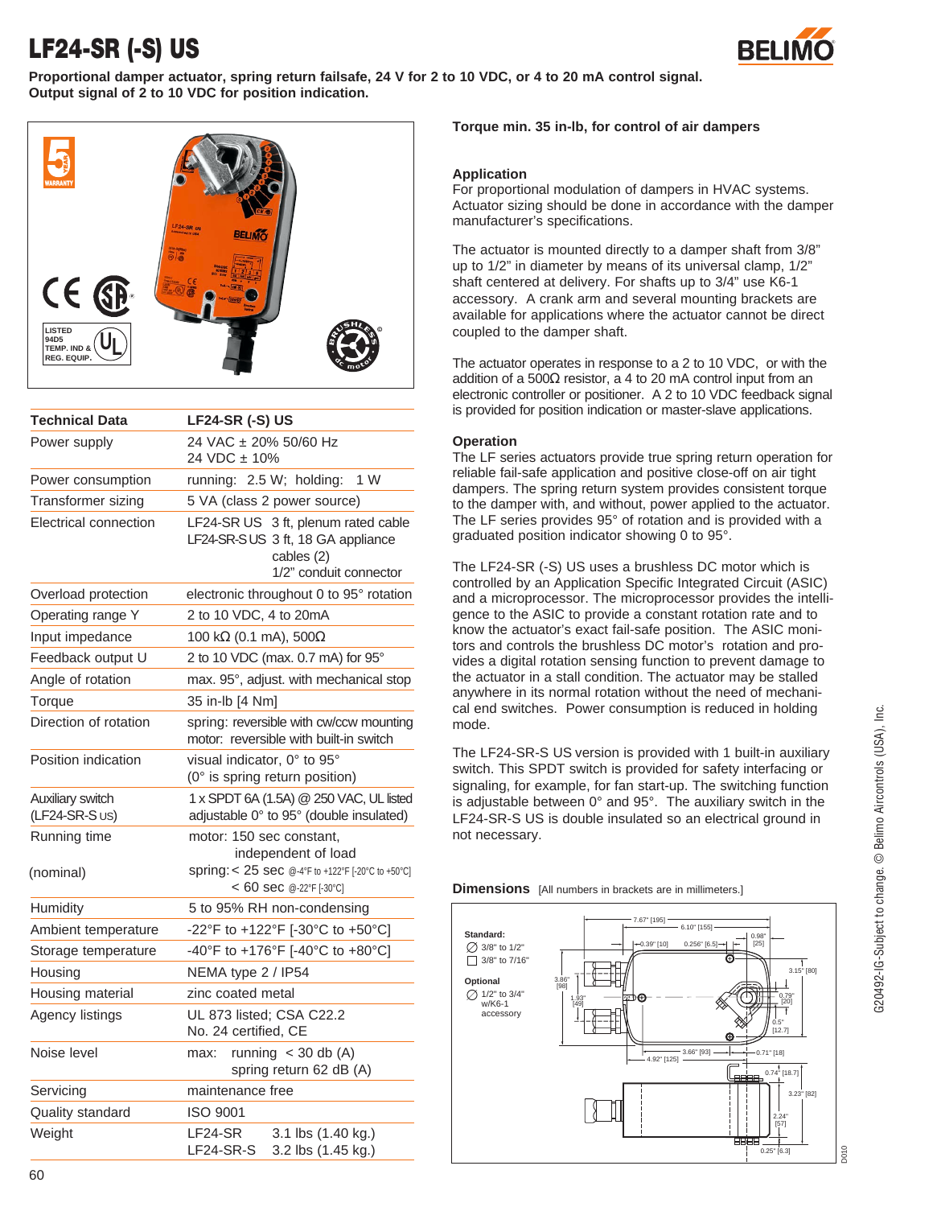# LF24-SR (-S) US

**Proportional damper actuator, spring return failsafe, 24 V for 2 to 10 VDC, or 4 to 20 mA control signal. Output signal of 2 to 10 VDC for position indication.**

| Technical Data | LF24-SR (-S) US |
|---|---|
| Power supply | 24 VAC ± 20% 50/60 Hz<br>24 VDC ± 10% |
| Power consumption | running: 2.5 W; holding: 1 W |
| Transformer sizing | 5 VA (class 2 power source) |
| Electrical connection | LF24-SR US 3 ft, plenum rated cable<br>LF24-SR-S US 3 ft, 18 GA appliance cables (2)<br>1/2" conduit connector |
| Overload protection | electronic throughout 0 to 95° rotation |
| Operating range Y | 2 to 10 VDC, 4 to 20mA |
| Input impedance | 100 kΩ (0.1 mA), 500Ω |
| Feedback output U | 2 to 10 VDC (max. 0.7 mA) for 95° |
| Angle of rotation | max. 95°, adjust. with mechanical stop |
| Torque | 35 in-lb [4 Nm] |
| Direction of rotation | spring: reversible with cw/ccw mounting<br>motor: reversible with built-in switch |
| Position indication | visual indicator, 0° to 95°<br>(0° is spring return position) |
| Auxiliary switch (LF24-SR-S US) | 1 x SPDT 6A (1.5A) @ 250 VAC, UL listed<br>adjustable 0° to 95° (double insulated) |
| Running time (nominal) | motor: 150 sec constant, independent of load<br>spring: < 25 sec @-4°F to +122°F [-20°C to +50°C]<br>< 60 sec @-22°F [-30°C] |
| Humidity | 5 to 95% RH non-condensing |
| Ambient temperature | -22°F to +122°F [-30°C to +50°C] |
| Storage temperature | -40°F to +176°F [-40°C to +80°C] |
| Housing | NEMA type 2 / IP54 |
| Housing material | zinc coated metal |
| Agency listings | UL 873 listed; CSA C22.2 No. 24 certified, CE |
| Noise level | max: running < 30 db (A)<br>spring return 62 dB (A) |
| Servicing | maintenance free |
| Quality standard | ISO 9001 |
| Weight | LF24-SR 3.1 lbs (1.40 kg.)<br>LF24-SR-S 3.2 lbs (1.45 kg.) |

**Torque min. 35 in-lb, for control of air dampers**

## Application

For proportional modulation of dampers in HVAC systems. Actuator sizing should be done in accordance with the damper manufacturer's specifications.

The actuator is mounted directly to a damper shaft from 3/8" up to 1/2" in diameter by means of its universal clamp, 1/2" shaft centered at delivery. For shafts up to 3/4" use K6-1 accessory. A crank arm and several mounting brackets are available for applications where the actuator cannot be direct coupled to the damper shaft.

The actuator operates in response to a 2 to 10 VDC, or with the addition of a 500Ω resistor, a 4 to 20 mA control input from an electronic controller or positioner. A 2 to 10 VDC feedback signal is provided for position indication or master-slave applications.

## Operation

The LF series actuators provide true spring return operation for reliable fail-safe application and positive close-off on air tight dampers. The spring return system provides consistent torque to the damper with, and without, power applied to the actuator. The LF series provides 95° of rotation and is provided with a graduated position indicator showing 0 to 95°.

The LF24-SR (-S) US uses a brushless DC motor which is controlled by an Application Specific Integrated Circuit (ASIC) and a microprocessor. The microprocessor provides the intelligence to the ASIC to provide a constant rotation rate and to know the actuator's exact fail-safe position. The ASIC monitors and controls the brushless DC motor's rotation and provides a digital rotation sensing function to prevent damage to the actuator in a stall condition. The actuator may be stalled anywhere in its normal rotation without the need of mechanical end switches. Power consumption is reduced in holding mode.

The LF24-SR-S US version is provided with 1 built-in auxiliary switch. This SPDT switch is provided for safety interfacing or signaling, for example, for fan start-up. The switching function is adjustable between 0° and 95°. The auxiliary switch in the LF24-SR-S US is double insulated so an electrical ground in not necessary.

**Dimensions** [All numbers in brackets are in millimeters.]

Standard: ∅ 3/8" to 1/2"; □ 3/8" to 7/16"
Optional: ∅ 1/2" to 3/4" w/K6-1 accessory

G20492-IG-Subject to change. © Belimo Aircontrols (USA), Inc.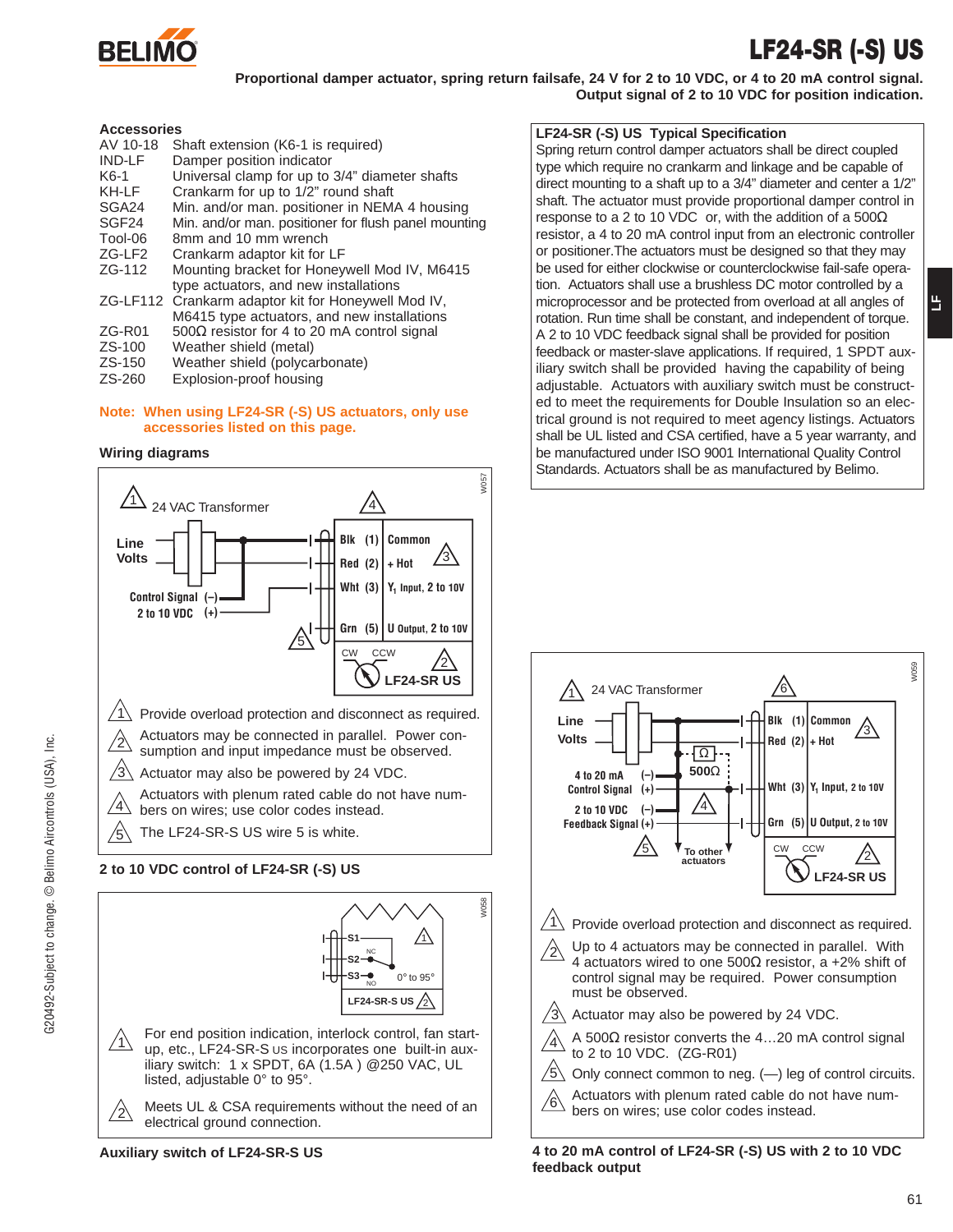# LF24-SR (-S) US

**Proportional damper actuator, spring return failsafe, 24 V for 2 to 10 VDC, or 4 to 20 mA control signal. Output signal of 2 to 10 VDC for position indication.**

## Accessories

| | |
|---|---|
| AV 10-18 | Shaft extension (K6-1 is required) |
| IND-LF | Damper position indicator |
| K6-1 | Universal clamp for up to 3/4" diameter shafts |
| KH-LF | Crankarm for up to 1/2" round shaft |
| SGA24 | Min. and/or man. positioner in NEMA 4 housing |
| SGF24 | Min. and/or man. positioner for flush panel mounting |
| Tool-06 | 8mm and 10 mm wrench |
| ZG-LF2 | Crankarm adaptor kit for LF |
| ZG-112 | Mounting bracket for Honeywell Mod IV, M6415 type actuators, and new installations |
| ZG-LF112 | Crankarm adaptor kit for Honeywell Mod IV, M6415 type actuators, and new installations |
| ZG-R01 | 500Ω resistor for 4 to 20 mA control signal |
| ZS-100 | Weather shield (metal) |
| ZS-150 | Weather shield (polycarbonate) |
| ZS-260 | Explosion-proof housing |

**Note: When using LF24-SR (-S) US actuators, only use accessories listed on this page.**

## Wiring diagrams

24 VAC Transformer (1)

Line Volts

Control Signal (–) 2 to 10 VDC (+)

| Wire | Function |
|---|---|
| Blk (1) | Common |
| Red (2) | + Hot |
| Wht (3) | $Y_1$ Input, 2 to 10V |
| Grn (5) | U Output, 2 to 10V |

CW CCW LF24-SR US

1. Provide overload protection and disconnect as required.
2. Actuators may be connected in parallel. Power consumption and input impedance must be observed.
3. Actuator may also be powered by 24 VDC.
4. Actuators with plenum rated cable do not have numbers on wires; use color codes instead.
5. The LF24-SR-S US wire 5 is white.

**2 to 10 VDC control of LF24-SR (-S) US**

S1, S2, S3 — NC, NO — 0° to 95° — LF24-SR-S US

1. For end position indication, interlock control, fan start-up, etc., LF24-SR-S US incorporates one built-in auxiliary switch: 1 x SPDT, 6A (1.5A ) @250 VAC, UL listed, adjustable 0° to 95°.
2. Meets UL & CSA requirements without the need of an electrical ground connection.

**Auxiliary switch of LF24-SR-S US**

## LF24-SR (-S) US Typical Specification

Spring return control damper actuators shall be direct coupled type which require no crankarm and linkage and be capable of direct mounting to a shaft up to a 3/4" diameter and center a 1/2" shaft. The actuator must provide proportional damper control in response to a 2 to 10 VDC or, with the addition of a 500Ω resistor, a 4 to 20 mA control input from an electronic controller or positioner.The actuators must be designed so that they may be used for either clockwise or counterclockwise fail-safe operation. Actuators shall use a brushless DC motor controlled by a microprocessor and be protected from overload at all angles of rotation. Run time shall be constant, and independent of torque. A 2 to 10 VDC feedback signal shall be provided for position feedback or master-slave applications. If required, 1 SPDT auxiliary switch shall be provided having the capability of being adjustable. Actuators with auxiliary switch must be constructed to meet the requirements for Double Insulation so an electrical ground is not required to meet agency listings. Actuators shall be UL listed and CSA certified, have a 5 year warranty, and be manufactured under ISO 9001 International Quality Control Standards. Actuators shall be as manufactured by Belimo.

24 VAC Transformer (1)

Line Volts

4 to 20 mA Control Signal (–) (+) — 500Ω

2 to 10 VDC Feedback Signal (–) (+)

To other actuators

| Wire | Function |
|---|---|
| Blk (1) | Common |
| Red (2) | + Hot |
| Wht (3) | $Y_1$ Input, 2 to 10V |
| Grn (5) | U Output, 2 to 10V |

CW CCW LF24-SR US

1. Provide overload protection and disconnect as required.
2. Up to 4 actuators may be connected in parallel. With 4 actuators wired to one 500Ω resistor, a +2% shift of control signal may be required. Power consumption must be observed.
3. Actuator may also be powered by 24 VDC.
4. A 500Ω resistor converts the 4…20 mA control signal to 2 to 10 VDC. (ZG-R01)
5. Only connect common to neg. (—) leg of control circuits.
6. Actuators with plenum rated cable do not have numbers on wires; use color codes instead.

**4 to 20 mA control of LF24-SR (-S) US with 2 to 10 VDC feedback output**

G20492-Subject to change. © Belimo Aircontrols (USA), Inc.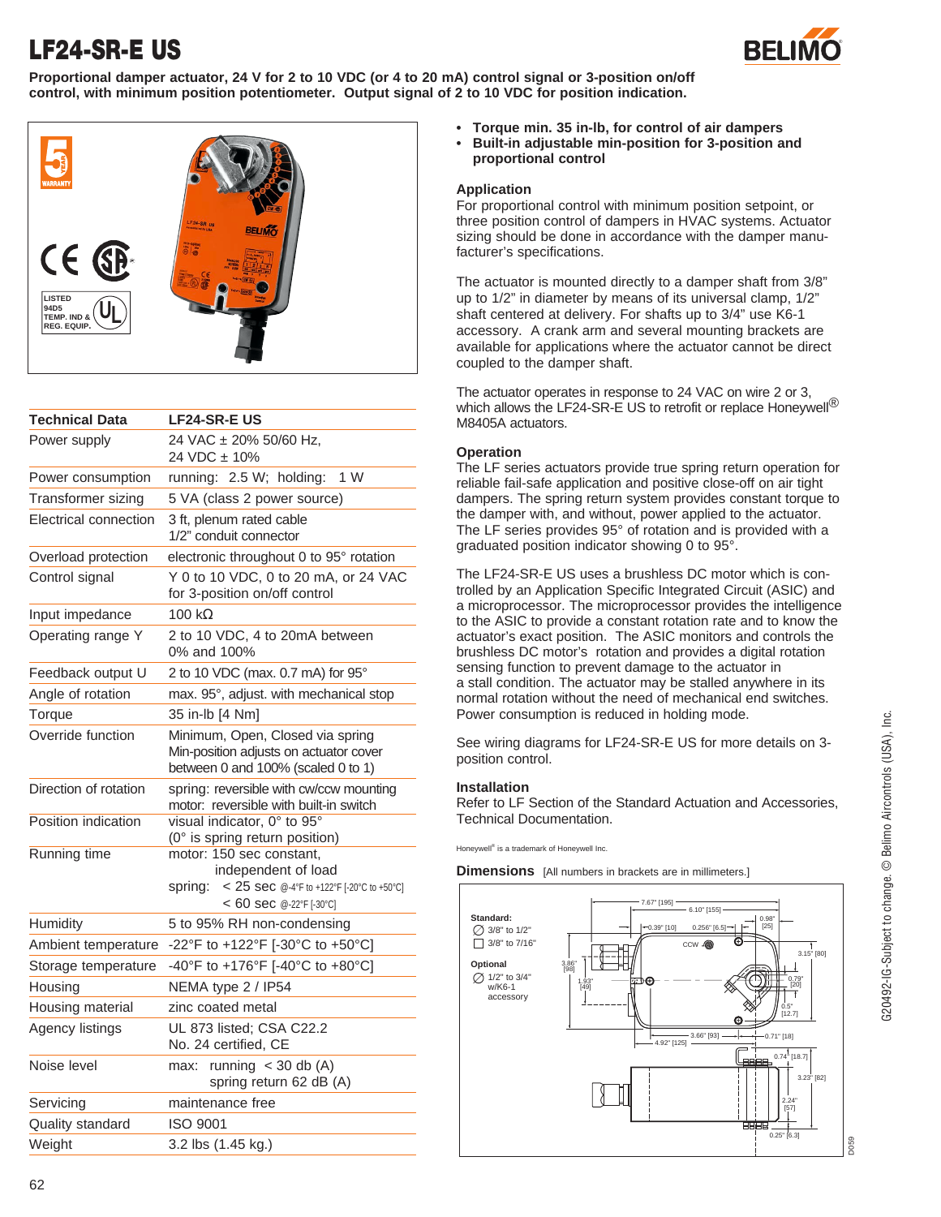# LF24-SR-E US

**Proportional damper actuator, 24 V for 2 to 10 VDC (or 4 to 20 mA) control signal or 3-position on/off control, with minimum position potentiometer. Output signal of 2 to 10 VDC for position indication.**

| Technical Data | LF24-SR-E US |
|---|---|
| Power supply | 24 VAC ± 20% 50/60 Hz, 24 VDC ± 10% |
| Power consumption | running: 2.5 W; holding: 1 W |
| Transformer sizing | 5 VA (class 2 power source) |
| Electrical connection | 3 ft, plenum rated cable 1/2" conduit connector |
| Overload protection | electronic throughout 0 to 95° rotation |
| Control signal | Y 0 to 10 VDC, 0 to 20 mA, or 24 VAC for 3-position on/off control |
| Input impedance | 100 kΩ |
| Operating range Y | 2 to 10 VDC, 4 to 20mA between 0% and 100% |
| Feedback output U | 2 to 10 VDC (max. 0.7 mA) for 95° |
| Angle of rotation | max. 95°, adjust. with mechanical stop |
| Torque | 35 in-lb [4 Nm] |
| Override function | Minimum, Open, Closed via spring Min-position adjusts on actuator cover between 0 and 100% (scaled 0 to 1) |
| Direction of rotation | spring: reversible with cw/ccw mounting motor: reversible with built-in switch |
| Position indication | visual indicator, 0° to 95° (0° is spring return position) |
| Running time | motor: 150 sec constant, independent of load spring: < 25 sec @-4°F to +122°F [-20°C to +50°C] < 60 sec @-22°F [-30°C] |
| Humidity | 5 to 95% RH non-condensing |
| Ambient temperature | -22°F to +122°F [-30°C to +50°C] |
| Storage temperature | -40°F to +176°F [-40°C to +80°C] |
| Housing | NEMA type 2 / IP54 |
| Housing material | zinc coated metal |
| Agency listings | UL 873 listed; CSA C22.2 No. 24 certified, CE |
| Noise level | max: running < 30 db (A) spring return 62 dB (A) |
| Servicing | maintenance free |
| Quality standard | ISO 9001 |
| Weight | 3.2 lbs (1.45 kg.) |

- **Torque min. 35 in-lb, for control of air dampers**
- **Built-in adjustable min-position for 3-position and proportional control**

## Application

For proportional control with minimum position setpoint, or three position control of dampers in HVAC systems. Actuator sizing should be done in accordance with the damper manufacturer's specifications.

The actuator is mounted directly to a damper shaft from 3/8" up to 1/2" in diameter by means of its universal clamp, 1/2" shaft centered at delivery. For shafts up to 3/4" use K6-1 accessory. A crank arm and several mounting brackets are available for applications where the actuator cannot be direct coupled to the damper shaft.

The actuator operates in response to 24 VAC on wire 2 or 3, which allows the LF24-SR-E US to retrofit or replace Honeywell® M8405A actuators.

## Operation

The LF series actuators provide true spring return operation for reliable fail-safe application and positive close-off on air tight dampers. The spring return system provides constant torque to the damper with, and without, power applied to the actuator. The LF series provides 95° of rotation and is provided with a graduated position indicator showing 0 to 95°.

The LF24-SR-E US uses a brushless DC motor which is controlled by an Application Specific Integrated Circuit (ASIC) and a microprocessor. The microprocessor provides the intelligence to the ASIC to provide a constant rotation rate and to know the actuator's exact position. The ASIC monitors and controls the brushless DC motor's rotation and provides a digital rotation sensing function to prevent damage to the actuator in a stall condition. The actuator may be stalled anywhere in its normal rotation without the need of mechanical end switches. Power consumption is reduced in holding mode.

See wiring diagrams for LF24-SR-E US for more details on 3-position control.

## Installation

Refer to LF Section of the Standard Actuation and Accessories, Technical Documentation.

Honeywell® is a trademark of Honeywell Inc.

## Dimensions [All numbers in brackets are in millimeters.]

Standard: ∅ 3/8" to 1/2"; □ 3/8" to 7/16"
Optional: ∅ 1/2" to 3/4" w/K6-1 accessory

G20492-IG-Subject to change. © Belimo Aircontrols (USA), Inc.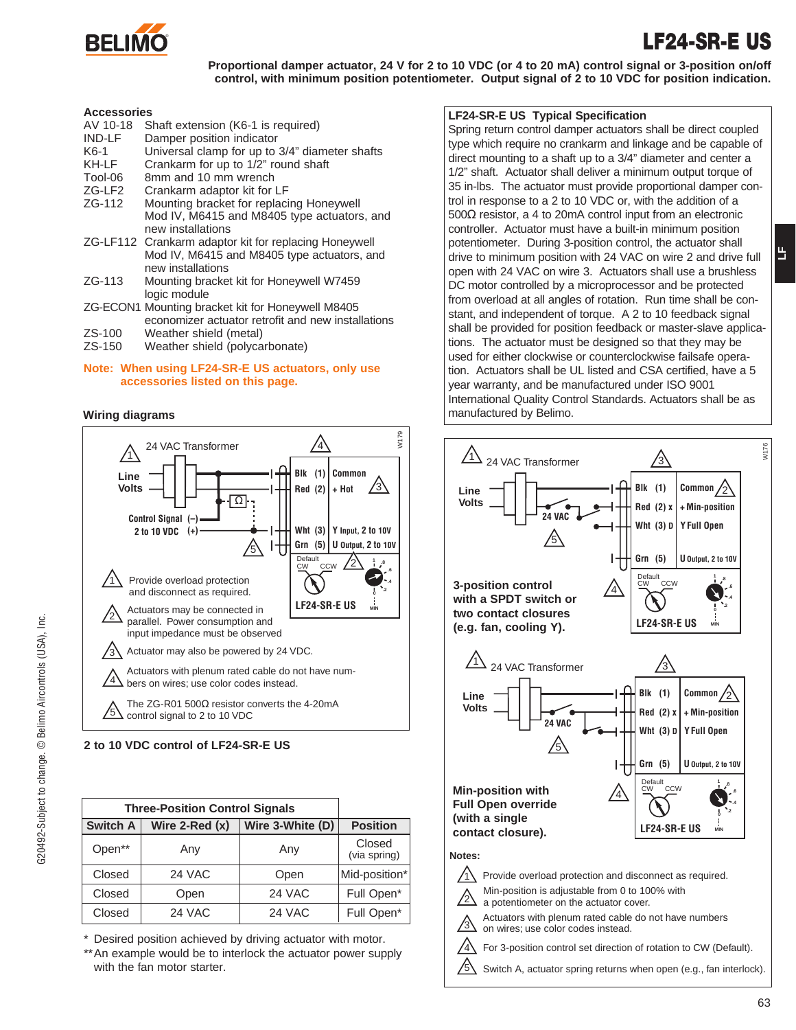# LF24-SR-E US

**Proportional damper actuator, 24 V for 2 to 10 VDC (or 4 to 20 mA) control signal or 3-position on/off control, with minimum position potentiometer. Output signal of 2 to 10 VDC for position indication.**

## Accessories

| | |
|---|---|
| AV 10-18 | Shaft extension (K6-1 is required) |
| IND-LF | Damper position indicator |
| K6-1 | Universal clamp for up to 3/4" diameter shafts |
| KH-LF | Crankarm for up to 1/2" round shaft |
| Tool-06 | 8mm and 10 mm wrench |
| ZG-LF2 | Crankarm adaptor kit for LF |
| ZG-112 | Mounting bracket for replacing Honeywell Mod IV, M6415 and M8405 type actuators, and new installations |
| ZG-LF112 | Crankarm adaptor kit for replacing Honeywell Mod IV, M6415 and M8405 type actuators, and new installations |
| ZG-113 | Mounting bracket kit for Honeywell W7459 logic module |
| ZG-ECON1 | Mounting bracket kit for Honeywell M8405 economizer actuator retrofit and new installations |
| ZS-100 | Weather shield (metal) |
| ZS-150 | Weather shield (polycarbonate) |

**Note: When using LF24-SR-E US actuators, only use accessories listed on this page.**

## Wiring diagrams

24 VAC Transformer (1) — Line Volts; (4)

- Blk (1) Common
- Red (2) + Hot (3)
- Control Signal (–) / 2 to 10 VDC (+) — Wht (3) Y Input, 2 to 10V
- (5) Ω — Grn (5) U Output, 2 to 10V

Default CW CCW (2) — LF24-SR-E US — MIN

W179

1. Provide overload protection and disconnect as required.
2. Actuators may be connected in parallel. Power consumption and input impedance must be observed
3. Actuator may also be powered by 24 VDC.
4. Actuators with plenum rated cable do not have numbers on wires; use color codes instead.
5. The ZG-R01 500Ω resistor converts the 4-20mA control signal to 2 to 10 VDC

**2 to 10 VDC control of LF24-SR-E US**

| Three-Position Control Signals | | | |
|---|---|---|---|
| Switch A | Wire 2-Red (x) | Wire 3-White (D) | Position |
| Open** | Any | Any | Closed (via spring) |
| Closed | 24 VAC | Open | Mid-position* |
| Closed | Open | 24 VAC | Full Open* |
| Closed | 24 VAC | 24 VAC | Full Open* |

\* Desired position achieved by driving actuator with motor.

** An example would be to interlock the actuator power supply with the fan motor starter.

## LF24-SR-E US Typical Specification

Spring return control damper actuators shall be direct coupled type which require no crankarm and linkage and be capable of direct mounting to a shaft up to a 3/4" diameter and center a 1/2" shaft. Actuator shall deliver a minimum output torque of 35 in-lbs. The actuator must provide proportional damper control in response to a 2 to 10 VDC or, with the addition of a 500Ω resistor, a 4 to 20mA control input from an electronic controller. Actuator must have a built-in minimum position potentiometer. During 3-position control, the actuator shall drive to minimum position with 24 VAC on wire 2 and drive full open with 24 VAC on wire 3. Actuators shall use a brushless DC motor controlled by a microprocessor and be protected from overload at all angles of rotation. Run time shall be constant, and independent of torque. A 2 to 10 feedback signal shall be provided for position feedback or master-slave applications. The actuator must be designed so that they may be used for either clockwise or counterclockwise failsafe operation. Actuators shall be UL listed and CSA certified, have a 5 year warranty, and be manufactured under ISO 9001 International Quality Control Standards. Actuators shall be as manufactured by Belimo.

W176

24 VAC Transformer (1) — Line Volts — 24 VAC (5); (3)

- Blk (1) Common (2)
- Red (2) x + Min-position
- Wht (3) D Y Full Open
- Grn (5) U Output, 2 to 10V

Default CW CCW (4) — LF24-SR-E US — MIN

**3-position control with a SPDT switch or two contact closures (e.g. fan, cooling Y).**

24 VAC Transformer (1) — Line Volts — 24 VAC (5); (3)

- Blk (1) Common (2)
- Red (2) x + Min-position
- Wht (3) D Y Full Open
- Grn (5) U Output, 2 to 10V

Default CW CCW (4) — LF24-SR-E US — MIN

**Min-position with Full Open override (with a single contact closure).**

**Notes:**

1. Provide overload protection and disconnect as required.
2. Min-position is adjustable from 0 to 100% with a potentiometer on the actuator cover.
3. Actuators with plenum rated cable do not have numbers on wires; use color codes instead.
4. For 3-position control set direction of rotation to CW (Default).
5. Switch A, actuator spring returns when open (e.g., fan interlock).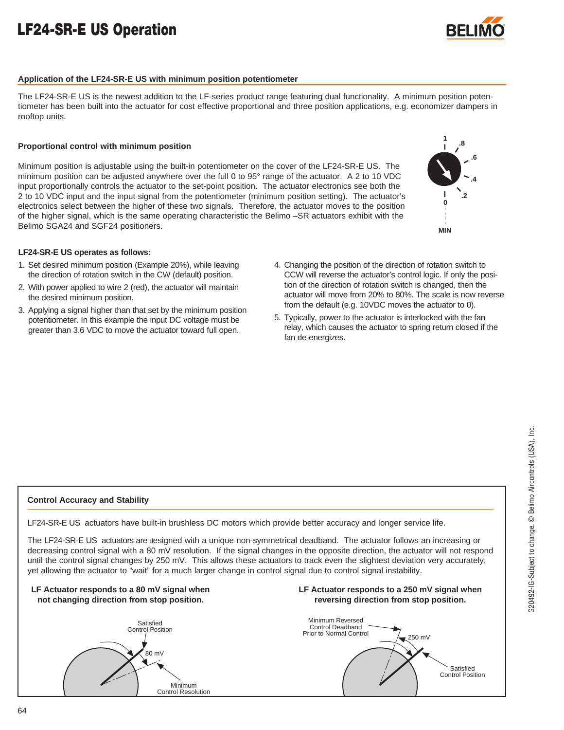# LF24-SR-E US Operation

### Application of the LF24-SR-E US with minimum position potentiometer

The LF24-SR-E US is the newest addition to the LF-series product range featuring dual functionality. A minimum position potentiometer has been built into the actuator for cost effective proportional and three position applications, e.g. economizer dampers in rooftop units.

### Proportional control with minimum position

Minimum position is adjustable using the built-in potentiometer on the cover of the LF24-SR-E US. The minimum position can be adjusted anywhere over the full 0 to 95° range of the actuator. A 2 to 10 VDC input proportionally controls the actuator to the set-point position. The actuator electronics see both the 2 to 10 VDC input and the input signal from the potentiometer (minimum position setting). The actuator's electronics select between the higher of these two signals. Therefore, the actuator moves to the position of the higher signal, which is the same operating characteristic the Belimo –SR actuators exhibit with the Belimo SGA24 and SGF24 positioners.

1 .8 .6 .4 .2 0 MIN

### LF24-SR-E US operates as follows:

1. Set desired minimum position (Example 20%), while leaving the direction of rotation switch in the CW (default) position.
2. With power applied to wire 2 (red), the actuator will maintain the desired minimum position.
3. Applying a signal higher than that set by the minimum position potentiometer. In this example the input DC voltage must be greater than 3.6 VDC to move the actuator toward full open.
4. Changing the position of the direction of rotation switch to CCW will reverse the actuator's control logic. If only the position of the direction of rotation switch is changed, then the actuator will move from 20% to 80%. The scale is now reverse from the default (e.g. 10VDC moves the actuator to 0).
5. Typically, power to the actuator is interlocked with the fan relay, which causes the actuator to spring return closed if the fan de-energizes.

### Control Accuracy and Stability

LF24-SR-E US actuators have built-in brushless DC motors which provide better accuracy and longer service life.

The LF24-SR-E US actuators are designed with a unique non-symmetrical deadband. The actuator follows an increasing or decreasing control signal with a 80 mV resolution. If the signal changes in the opposite direction, the actuator will not respond until the control signal changes by 250 mV. This allows these actuators to track even the slightest deviation very accurately, yet allowing the actuator to "wait" for a much larger change in control signal due to control signal instability.

**LF Actuator responds to a 80 mV signal when not changing direction from stop position.**

Satisfied Control Position — 80 mV — Minimum Control Resolution

**LF Actuator responds to a 250 mV signal when reversing direction from stop position.**

Minimum Reversed Control Deadband Prior to Normal Control — 250 mV — Satisfied Control Position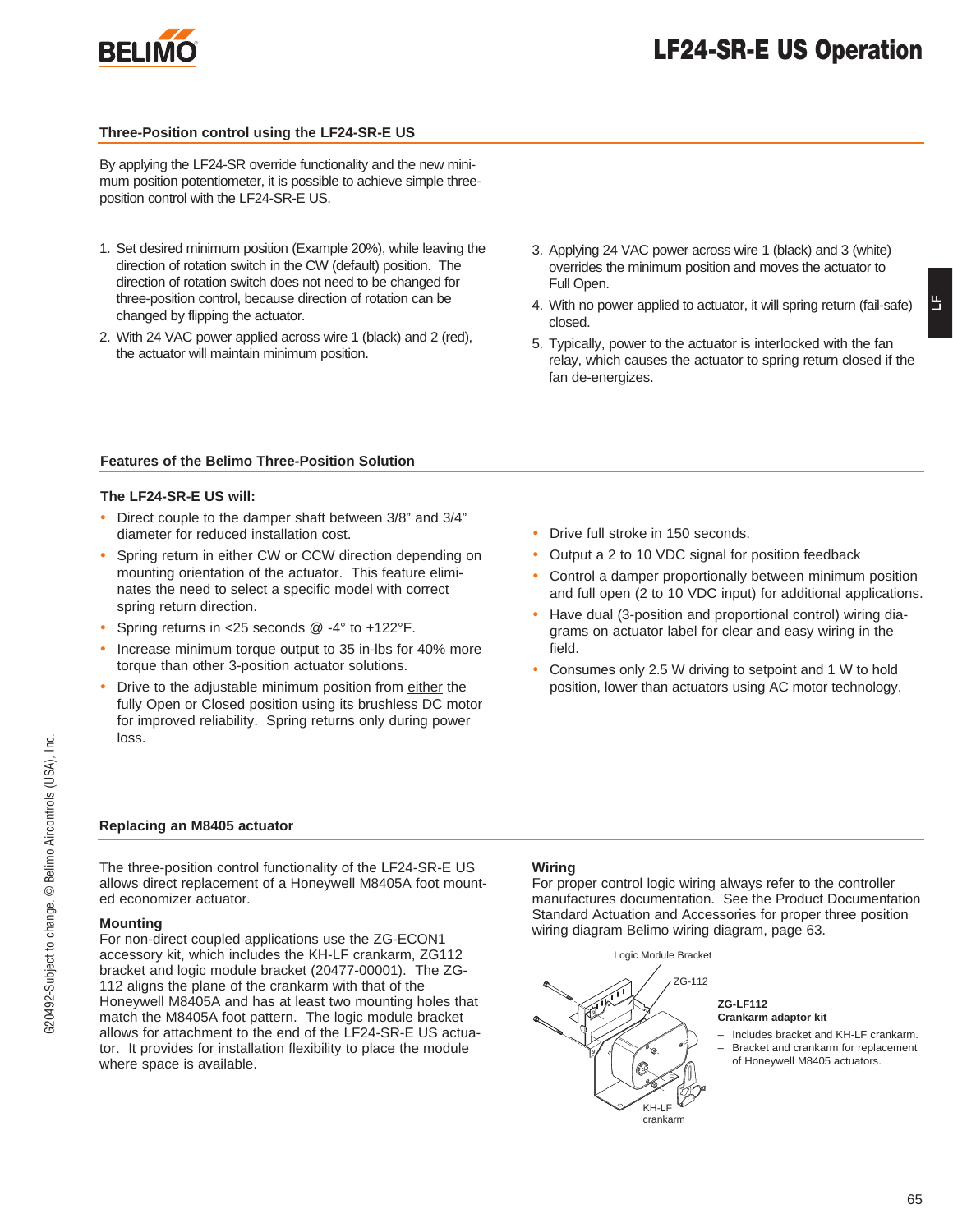# LF24-SR-E US Operation

## Three-Position control using the LF24-SR-E US

By applying the LF24-SR override functionality and the new minimum position potentiometer, it is possible to achieve simple three-position control with the LF24-SR-E US.

1. Set desired minimum position (Example 20%), while leaving the direction of rotation switch in the CW (default) position. The direction of rotation switch does not need to be changed for three-position control, because direction of rotation can be changed by flipping the actuator.
2. With 24 VAC power applied across wire 1 (black) and 2 (red), the actuator will maintain minimum position.
3. Applying 24 VAC power across wire 1 (black) and 3 (white) overrides the minimum position and moves the actuator to Full Open.
4. With no power applied to actuator, it will spring return (fail-safe) closed.
5. Typically, power to the actuator is interlocked with the fan relay, which causes the actuator to spring return closed if the fan de-energizes.

## Features of the Belimo Three-Position Solution

**The LF24-SR-E US will:**

- Direct couple to the damper shaft between 3/8" and 3/4" diameter for reduced installation cost.
- Spring return in either CW or CCW direction depending on mounting orientation of the actuator. This feature eliminates the need to select a specific model with correct spring return direction.
- Spring returns in <25 seconds @ -4° to +122°F.
- Increase minimum torque output to 35 in-lbs for 40% more torque than other 3-position actuator solutions.
- Drive to the adjustable minimum position from either the fully Open or Closed position using its brushless DC motor for improved reliability. Spring returns only during power loss.
- Drive full stroke in 150 seconds.
- Output a 2 to 10 VDC signal for position feedback
- Control a damper proportionally between minimum position and full open (2 to 10 VDC input) for additional applications.
- Have dual (3-position and proportional control) wiring diagrams on actuator label for clear and easy wiring in the field.
- Consumes only 2.5 W driving to setpoint and 1 W to hold position, lower than actuators using AC motor technology.

## Replacing an M8405 actuator

The three-position control functionality of the LF24-SR-E US allows direct replacement of a Honeywell M8405A foot mounted economizer actuator.

### Mounting

For non-direct coupled applications use the ZG-ECON1 accessory kit, which includes the KH-LF crankarm, ZG112 bracket and logic module bracket (20477-00001). The ZG-112 aligns the plane of the crankarm with that of the Honeywell M8405A and has at least two mounting holes that match the M8405A foot pattern. The logic module bracket allows for attachment to the end of the LF24-SR-E US actuator. It provides for installation flexibility to place the module where space is available.

### Wiring

For proper control logic wiring always refer to the controller manufactures documentation. See the Product Documentation Standard Actuation and Accessories for proper three position wiring diagram Belimo wiring diagram, page 63.

Logic Module Bracket — ZG-112 — KH-LF crankarm

**ZG-LF112**
**Crankarm adaptor kit**

- Includes bracket and KH-LF crankarm.
- Bracket and crankarm for replacement of Honeywell M8405 actuators.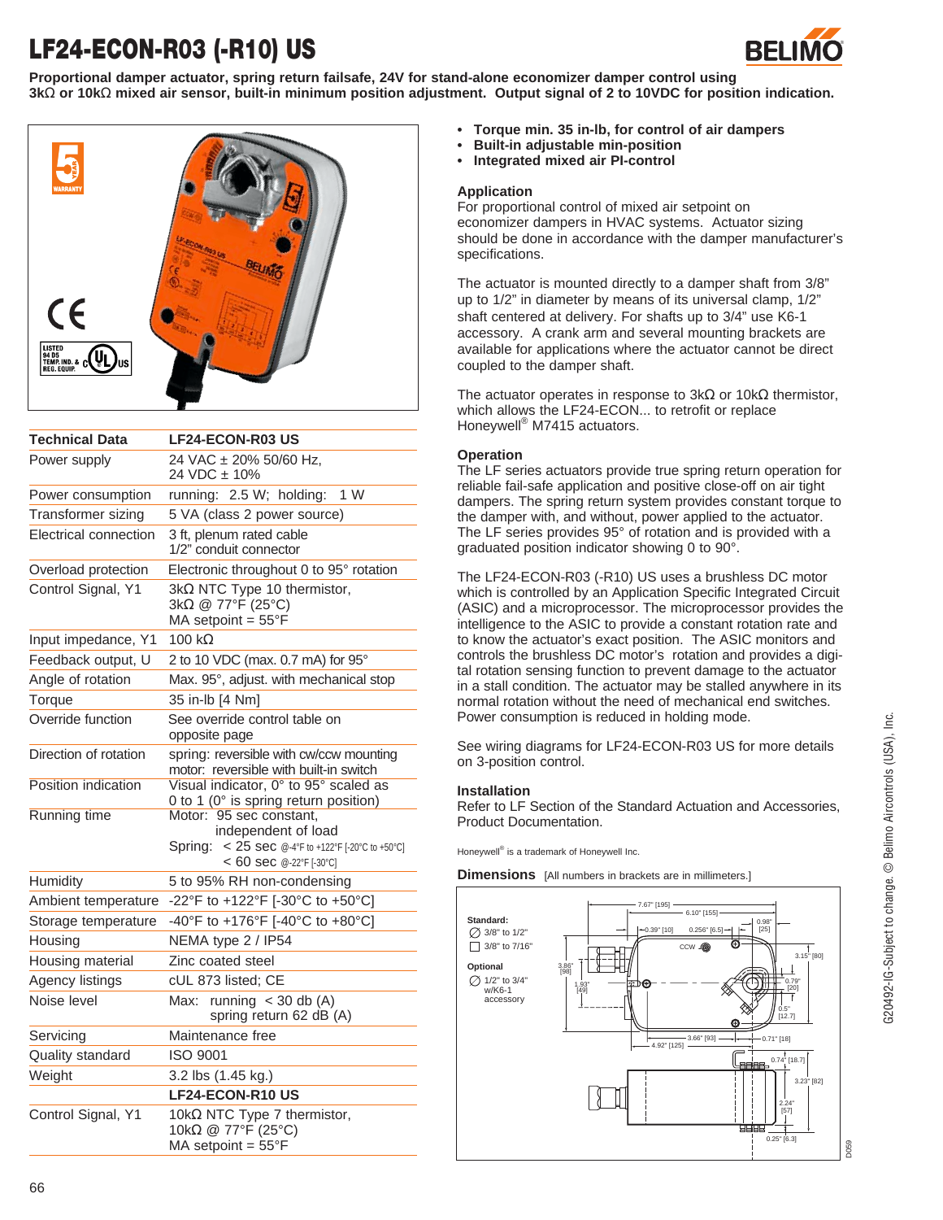# LF24-ECON-R03 (-R10) US

**Proportional damper actuator, spring return failsafe, 24V for stand-alone economizer damper control using 3kΩ or 10kΩ mixed air sensor, built-in minimum position adjustment. Output signal of 2 to 10VDC for position indication.**

- **Torque min. 35 in-lb, for control of air dampers**
- **Built-in adjustable min-position**
- **Integrated mixed air PI-control**

### Application

For proportional control of mixed air setpoint on economizer dampers in HVAC systems. Actuator sizing should be done in accordance with the damper manufacturer's specifications.

The actuator is mounted directly to a damper shaft from 3/8" up to 1/2" in diameter by means of its universal clamp, 1/2" shaft centered at delivery. For shafts up to 3/4" use K6-1 accessory. A crank arm and several mounting brackets are available for applications where the actuator cannot be direct coupled to the damper shaft.

The actuator operates in response to 3kΩ or 10kΩ thermistor, which allows the LF24-ECON... to retrofit or replace Honeywell® M7415 actuators.

### Operation

The LF series actuators provide true spring return operation for reliable fail-safe application and positive close-off on air tight dampers. The spring return system provides constant torque to the damper with, and without, power applied to the actuator. The LF series provides 95° of rotation and is provided with a graduated position indicator showing 0 to 90°.

The LF24-ECON-R03 (-R10) US uses a brushless DC motor which is controlled by an Application Specific Integrated Circuit (ASIC) and a microprocessor. The microprocessor provides the intelligence to the ASIC to provide a constant rotation rate and to know the actuator's exact position. The ASIC monitors and controls the brushless DC motor's rotation and provides a digital rotation sensing function to prevent damage to the actuator in a stall condition. The actuator may be stalled anywhere in its normal rotation without the need of mechanical end switches. Power consumption is reduced in holding mode.

See wiring diagrams for LF24-ECON-R03 US for more details on 3-position control.

### Installation

Refer to LF Section of the Standard Actuation and Accessories, Product Documentation.

Honeywell® is a trademark of Honeywell Inc.

| Technical Data | LF24-ECON-R03 US |
|---|---|
| Power supply | 24 VAC ± 20% 50/60 Hz, 24 VDC ± 10% |
| Power consumption | running: 2.5 W; holding: 1 W |
| Transformer sizing | 5 VA (class 2 power source) |
| Electrical connection | 3 ft, plenum rated cable 1/2" conduit connector |
| Overload protection | Electronic throughout 0 to 95° rotation |
| Control Signal, Y1 | 3kΩ NTC Type 10 thermistor, 3kΩ @ 77°F (25°C) MA setpoint = 55°F |
| Input impedance, Y1 | 100 kΩ |
| Feedback output, U | 2 to 10 VDC (max. 0.7 mA) for 95° |
| Angle of rotation | Max. 95°, adjust. with mechanical stop |
| Torque | 35 in-lb [4 Nm] |
| Override function | See override control table on opposite page |
| Direction of rotation | spring: reversible with cw/ccw mounting motor: reversible with built-in switch |
| Position indication | Visual indicator, 0° to 95° scaled as 0 to 1 (0° is spring return position) |
| Running time | Motor: 95 sec constant, independent of load Spring: < 25 sec @-4°F to +122°F [-20°C to +50°C] < 60 sec @-22°F [-30°C] |
| Humidity | 5 to 95% RH non-condensing |
| Ambient temperature | -22°F to +122°F [-30°C to +50°C] |
| Storage temperature | -40°F to +176°F [-40°C to +80°C] |
| Housing | NEMA type 2 / IP54 |
| Housing material | Zinc coated steel |
| Agency listings | cUL 873 listed; CE |
| Noise level | Max: running < 30 db (A) spring return 62 dB (A) |
| Servicing | Maintenance free |
| Quality standard | ISO 9001 |
| Weight | 3.2 lbs (1.45 kg.) |
| | **LF24-ECON-R10 US** |
| Control Signal, Y1 | 10kΩ NTC Type 7 thermistor, 10kΩ @ 77°F (25°C) MA setpoint = 55°F |

### Dimensions [All numbers in brackets are in millimeters.]

Standard:
∅ 3/8" to 1/2"
□ 3/8" to 7/16"

Optional
∅ 1/2" to 3/4" w/K6-1 accessory

7.67" [195]; 6.10" [155]; 0.39" [10]; 0.256" [6.5]; 0.98" [25]; 3.15" [80]; 3.86" [98]; 1.93" [49]; 0.79" [20]; 0.5" [12.7]; 3.66" [93]; 4.92" [125]; 0.71" [18]; 0.74" [18.7]; 3.23" [82]; 2.24" [57]; 0.25" [6.3]

G20492-IG-Subject to change. © Belimo Aircontrols (USA), Inc.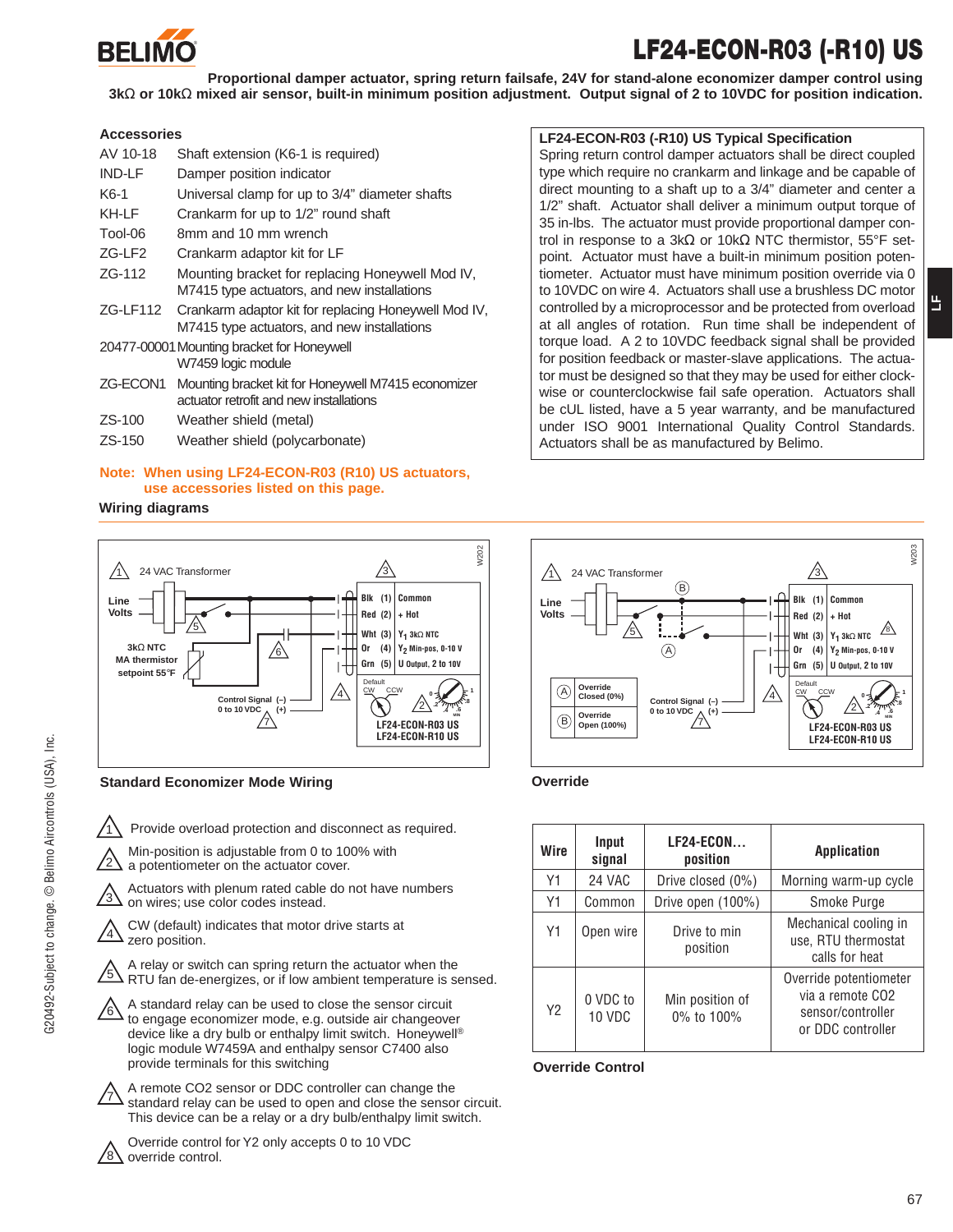# LF24-ECON-R03 (-R10) US

**Proportional damper actuator, spring return failsafe, 24V for stand-alone economizer damper control using 3kΩ or 10kΩ mixed air sensor, built-in minimum position adjustment. Output signal of 2 to 10VDC for position indication.**

## Accessories

| | |
|---|---|
| AV 10-18 | Shaft extension (K6-1 is required) |
| IND-LF | Damper position indicator |
| K6-1 | Universal clamp for up to 3/4" diameter shafts |
| KH-LF | Crankarm for up to 1/2" round shaft |
| Tool-06 | 8mm and 10 mm wrench |
| ZG-LF2 | Crankarm adaptor kit for LF |
| ZG-112 | Mounting bracket for replacing Honeywell Mod IV, M7415 type actuators, and new installations |
| ZG-LF112 | Crankarm adaptor kit for replacing Honeywell Mod IV, M7415 type actuators, and new installations |
| 20477-00001 | Mounting bracket for Honeywell W7459 logic module |
| ZG-ECON1 | Mounting bracket kit for Honeywell M7415 economizer actuator retrofit and new installations |
| ZS-100 | Weather shield (metal) |
| ZS-150 | Weather shield (polycarbonate) |

**Note: When using LF24-ECON-R03 (R10) US actuators, use accessories listed on this page.**

## LF24-ECON-R03 (-R10) US Typical Specification

Spring return control damper actuators shall be direct coupled type which require no crankarm and linkage and be capable of direct mounting to a shaft up to a 3/4" diameter and center a 1/2" shaft. Actuator shall deliver a minimum output torque of 35 in-lbs. The actuator must provide proportional damper control in response to a 3kΩ or 10kΩ NTC thermistor, 55°F setpoint. Actuator must have a built-in minimum position potentiometer. Actuator must have minimum position override via 0 to 10VDC on wire 4. Actuators shall use a brushless DC motor controlled by a microprocessor and be protected from overload at all angles of rotation. Run time shall be independent of torque load. A 2 to 10VDC feedback signal shall be provided for position feedback or master-slave applications. The actuator must be designed so that they may be used for either clockwise or counterclockwise fail safe operation. Actuators shall be cUL listed, have a 5 year warranty, and be manufactured under ISO 9001 International Quality Control Standards. Actuators shall be as manufactured by Belimo.

## Wiring diagrams

**Standard Economizer Mode Wiring**

**Override**

1. Provide overload protection and disconnect as required.
2. Min-position is adjustable from 0 to 100% with a potentiometer on the actuator cover.
3. Actuators with plenum rated cable do not have numbers on wires; use color codes instead.
4. CW (default) indicates that motor drive starts at zero position.
5. A relay or switch can spring return the actuator when the RTU fan de-energizes, or if low ambient temperature is sensed.
6. A standard relay can be used to close the sensor circuit to engage economizer mode, e.g. outside air changeover device like a dry bulb or enthalpy limit switch. Honeywell® logic module W7459A and enthalpy sensor C7400 also provide terminals for this switching
7. A remote CO2 sensor or DDC controller can change the standard relay can be used to open and close the sensor circuit. This device can be a relay or a dry bulb/enthalpy limit switch.
8. Override control for Y2 only accepts 0 to 10 VDC override control.

| Wire | Input signal | LF24-ECON... position | Application |
|---|---|---|---|
| Y1 | 24 VAC | Drive closed (0%) | Morning warm-up cycle |
| Y1 | Common | Drive open (100%) | Smoke Purge |
| Y1 | Open wire | Drive to min position | Mechanical cooling in use, RTU thermostat calls for heat |
| Y2 | 0 VDC to 10 VDC | Min position of 0% to 100% | Override potentiometer via a remote CO2 sensor/controller or DDC controller |

**Override Control**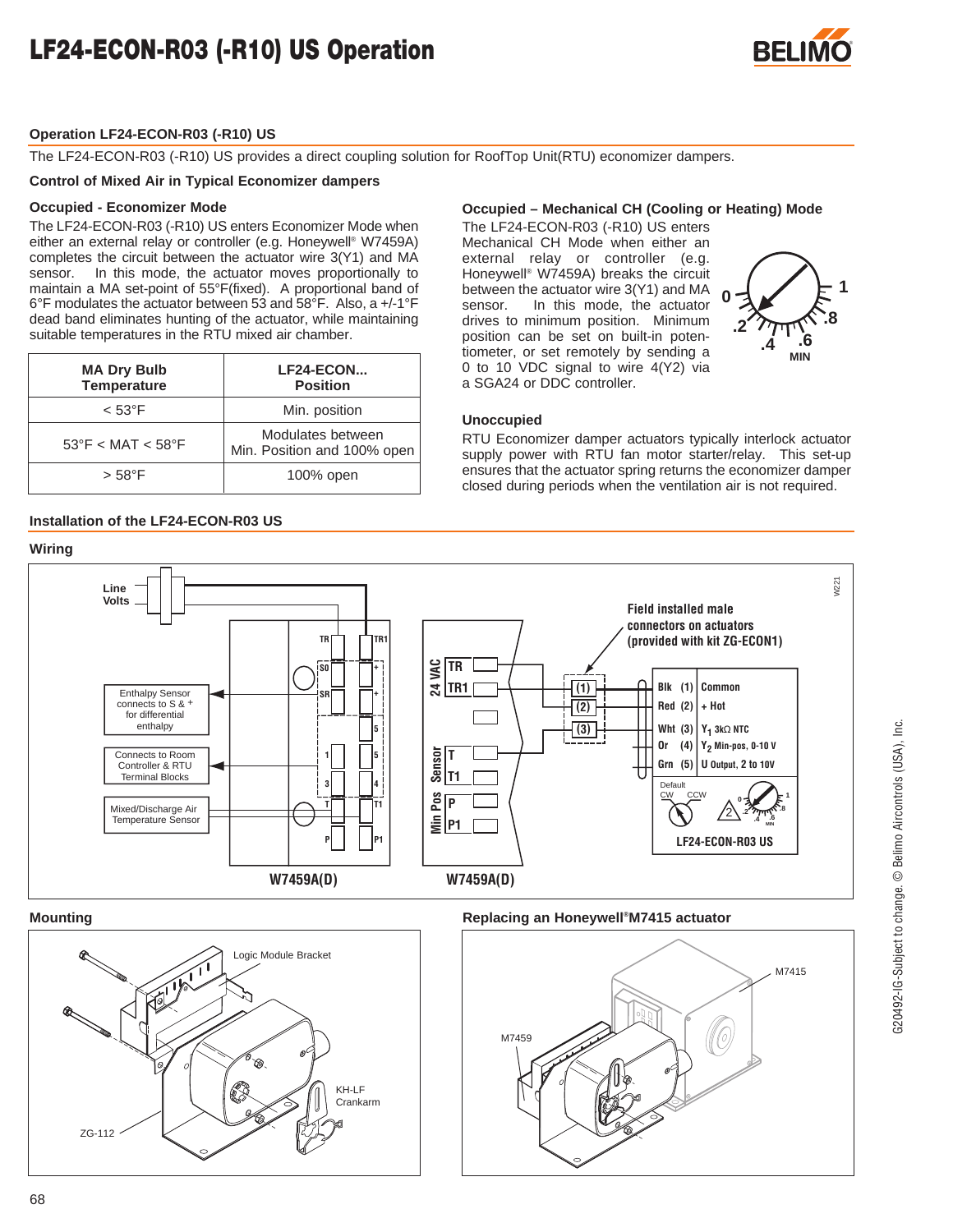# LF24-ECON-R03 (-R10) US Operation

## Operation LF24-ECON-R03 (-R10) US

The LF24-ECON-R03 (-R10) US provides a direct coupling solution for RoofTop Unit(RTU) economizer dampers.

### Control of Mixed Air in Typical Economizer dampers

#### Occupied - Economizer Mode

The LF24-ECON-R03 (-R10) US enters Economizer Mode when either an external relay or controller (e.g. Honeywell® W7459A) completes the circuit between the actuator wire 3(Y1) and MA sensor. In this mode, the actuator moves proportionally to maintain a MA set-point of 55°F(fixed). A proportional band of 6°F modulates the actuator between 53 and 58°F. Also, a +/-1°F dead band eliminates hunting of the actuator, while maintaining suitable temperatures in the RTU mixed air chamber.

| MA Dry Bulb Temperature | LF24-ECON... Position |
|---|---|
| < 53°F | Min. position |
| 53°F < MAT < 58°F | Modulates between Min. Position and 100% open |
| > 58°F | 100% open |

#### Occupied – Mechanical CH (Cooling or Heating) Mode

The LF24-ECON-R03 (-R10) US enters Mechanical CH Mode when either an external relay or controller (e.g. Honeywell® W7459A) breaks the circuit between the actuator wire 3(Y1) and MA sensor. In this mode, the actuator drives to minimum position. Minimum position can be set on built-in potentiometer, or set remotely by sending a 0 to 10 VDC signal to wire 4(Y2) via a SGA24 or DDC controller.

#### Unoccupied

RTU Economizer damper actuators typically interlock actuator supply power with RTU fan motor starter/relay. This set-up ensures that the actuator spring returns the economizer damper closed during periods when the ventilation air is not required.

## Installation of the LF24-ECON-R03 US

### Wiring

### Mounting

### Replacing an Honeywell® M7415 actuator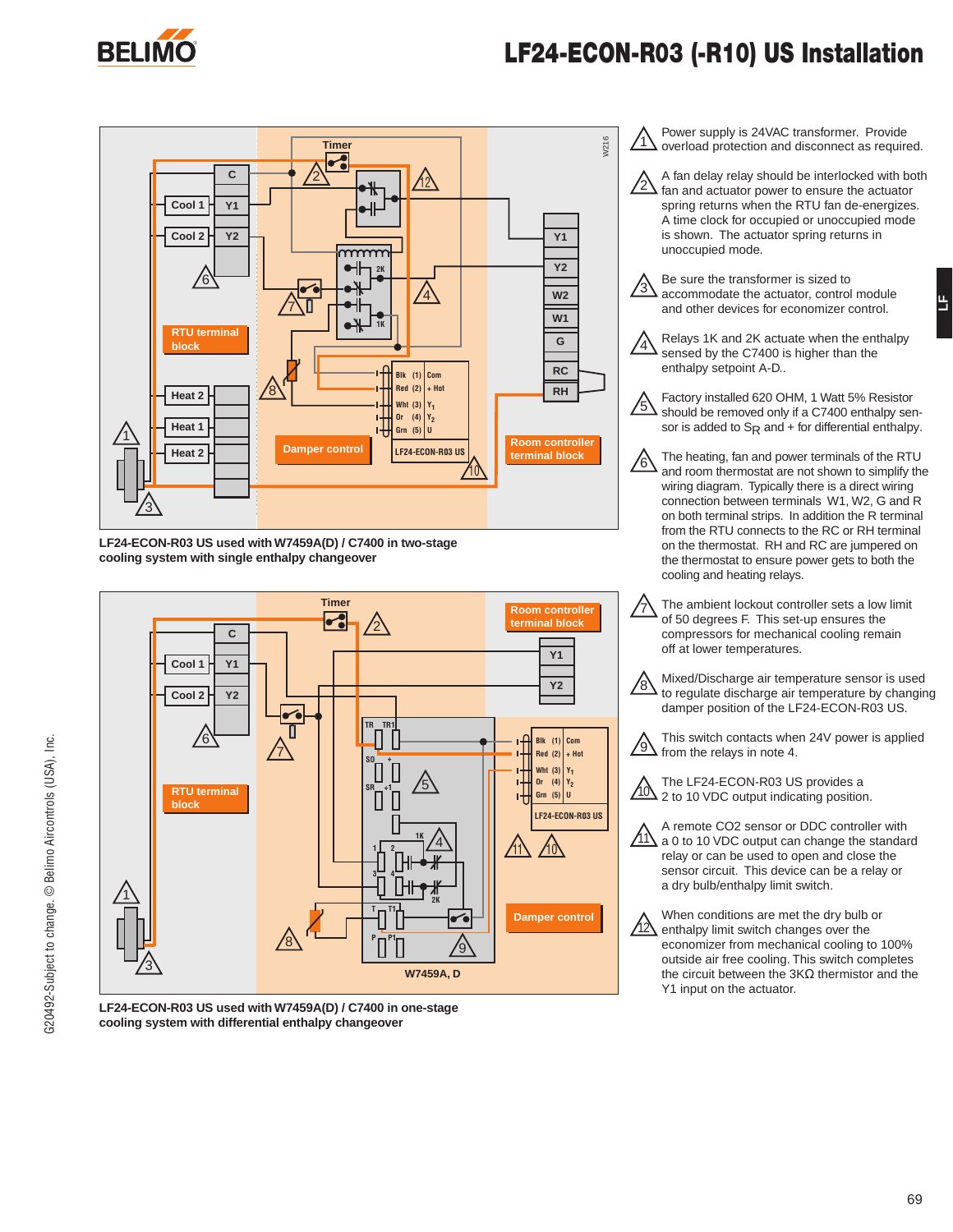# LF24-ECON-R03 (-R10) US Installation

LF24-ECON-R03 US used with W7459A(D) / C7400 in two-stage cooling system with single enthalpy changeover

LF24-ECON-R03 US used with W7459A(D) / C7400 in one-stage cooling system with differential enthalpy changeover

1. Power supply is 24VAC transformer. Provide overload protection and disconnect as required.

2. A fan delay relay should be interlocked with both fan and actuator power to ensure the actuator spring returns when the RTU fan de-energizes. A time clock for occupied or unoccupied mode is shown. The actuator spring returns in unoccupied mode.

3. Be sure the transformer is sized to accommodate the actuator, control module and other devices for economizer control.

4. Relays 1K and 2K actuate when the enthalpy sensed by the C7400 is higher than the enthalpy setpoint A-D..

5. Factory installed 620 OHM, 1 Watt 5% Resistor should be removed only if a C7400 enthalpy sensor is added to $S_R$ and + for differential enthalpy.

6. The heating, fan and power terminals of the RTU and room thermostat are not shown to simplify the wiring diagram. Typically there is a direct wiring connection between terminals W1, W2, G and R on both terminal strips. In addition the R terminal from the RTU connects to the RC or RH terminal on the thermostat. RH and RC are jumpered on the thermostat to ensure power gets to both the cooling and heating relays.

7. The ambient lockout controller sets a low limit of 50 degrees F. This set-up ensures the compressors for mechanical cooling remain off at lower temperatures.

8. Mixed/Discharge air temperature sensor is used to regulate discharge air temperature by changing damper position of the LF24-ECON-R03 US.

9. This switch contacts when 24V power is applied from the relays in note 4.

10. The LF24-ECON-R03 US provides a 2 to 10 VDC output indicating position.

11. A remote CO2 sensor or DDC controller with a 0 to 10 VDC output can change the standard relay or can be used to open and close the sensor circuit. This device can be a relay or a dry bulb/enthalpy limit switch.

12. When conditions are met the dry bulb or enthalpy limit switch changes over the economizer from mechanical cooling to 100% outside air free cooling. This switch completes the circuit between the 3KΩ thermistor and the Y1 input on the actuator.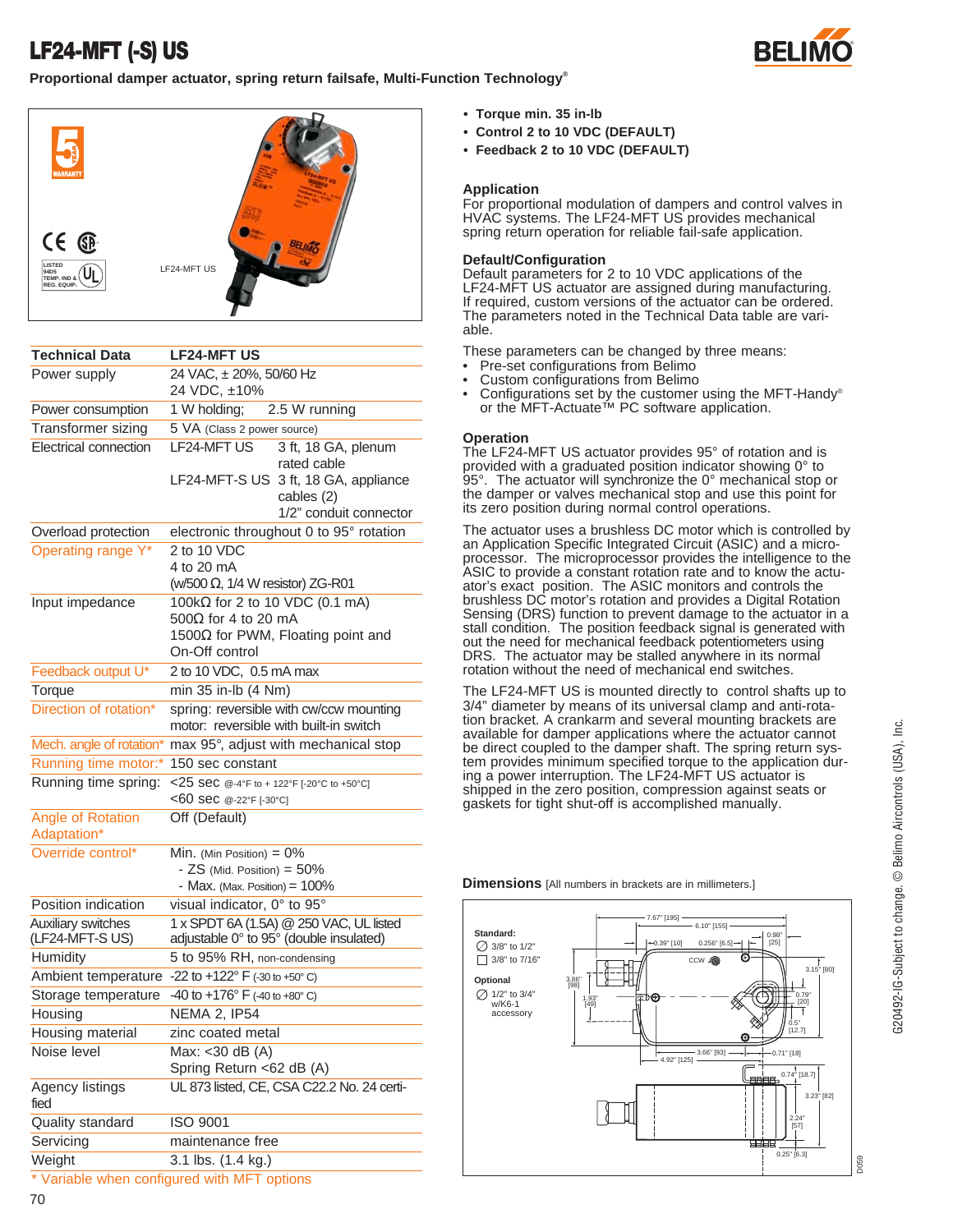# LF24-MFT (-S) US

**Proportional damper actuator, spring return failsafe, Multi-Function Technology®**

LF24-MFT US

| Technical Data | LF24-MFT US |
|---|---|
| Power supply | 24 VAC, ± 20%, 50/60 Hz<br>24 VDC, ±10% |
| Power consumption | 1 W holding; 2.5 W running |
| Transformer sizing | 5 VA (Class 2 power source) |
| Electrical connection | LF24-MFT US 3 ft, 18 GA, plenum rated cable<br>LF24-MFT-S US 3 ft, 18 GA, appliance cables (2)<br>1/2" conduit connector |
| Overload protection | electronic throughout 0 to 95° rotation |
| Operating range Y* | 2 to 10 VDC<br>4 to 20 mA<br>(w/500 Ω, 1/4 W resistor) ZG-R01 |
| Input impedance | 100kΩ for 2 to 10 VDC (0.1 mA)<br>500Ω for 4 to 20 mA<br>1500Ω for PWM, Floating point and On-Off control |
| Feedback output U* | 2 to 10 VDC, 0.5 mA max |
| Torque | min 35 in-lb (4 Nm) |
| Direction of rotation* | spring: reversible with cw/ccw mounting<br>motor: reversible with built-in switch |
| Mech. angle of rotation* | max 95°, adjust with mechanical stop |
| Running time motor:* | 150 sec constant |
| Running time spring: | <25 sec @-4°F to + 122°F [-20°C to +50°C]<br><60 sec @-22°F [-30°C] |
| Angle of Rotation Adaptation* | Off (Default) |
| Override control* | Min. (Min Position) = 0%<br>- ZS (Mid. Position) = 50%<br>- Max. (Max. Position) = 100% |
| Position indication | visual indicator, 0° to 95° |
| Auxiliary switches (LF24-MFT-S US) | 1 x SPDT 6A (1.5A) @ 250 VAC, UL listed adjustable 0° to 95° (double insulated) |
| Humidity | 5 to 95% RH, non-condensing |
| Ambient temperature | -22 to +122° F (-30 to +50° C) |
| Storage temperature | -40 to +176° F (-40 to +80° C) |
| Housing | NEMA 2, IP54 |
| Housing material | zinc coated metal |
| Noise level | Max: <30 dB (A)<br>Spring Return <62 dB (A) |
| Agency listings | UL 873 listed, CE, CSA C22.2 No. 24 certified |
| Quality standard | ISO 9001 |
| Servicing | maintenance free |
| Weight | 3.1 lbs. (1.4 kg.) |

* Variable when configured with MFT options

- **Torque min. 35 in-lb**
- **Control 2 to 10 VDC (DEFAULT)**
- **Feedback 2 to 10 VDC (DEFAULT)**

### Application

For proportional modulation of dampers and control valves in HVAC systems. The LF24-MFT US provides mechanical spring return operation for reliable fail-safe application.

### Default/Configuration

Default parameters for 2 to 10 VDC applications of the LF24-MFT US actuator are assigned during manufacturing. If required, custom versions of the actuator can be ordered. The parameters noted in the Technical Data table are variable.

These parameters can be changed by three means:

- Pre-set configurations from Belimo
- Custom configurations from Belimo
- Configurations set by the customer using the MFT-Handy® or the MFT-Actuate™ PC software application.

### Operation

The LF24-MFT US actuator provides 95° of rotation and is provided with a graduated position indicator showing 0° to 95°. The actuator will synchronize the 0° mechanical stop or the damper or valves mechanical stop and use this point for its zero position during normal control operations.

The actuator uses a brushless DC motor which is controlled by an Application Specific Integrated Circuit (ASIC) and a microprocessor. The microprocessor provides the intelligence to the ASIC to provide a constant rotation rate and to know the actuator's exact position. The ASIC monitors and controls the brushless DC motor's rotation and provides a Digital Rotation Sensing (DRS) function to prevent damage to the actuator in a stall condition. The position feedback signal is generated with out the need for mechanical feedback potentiometers using DRS. The actuator may be stalled anywhere in its normal rotation without the need of mechanical end switches.

The LF24-MFT US is mounted directly to control shafts up to 3/4" diameter by means of its universal clamp and anti-rotation bracket. A crankarm and several mounting brackets are available for damper applications where the actuator cannot be direct coupled to the damper shaft. The spring return system provides minimum specified torque to the application during a power interruption. The LF24-MFT US actuator is shipped in the zero position, compression against seats or gaskets for tight shut-off is accomplished manually.

### Dimensions [All numbers in brackets are in millimeters.]

Standard: ⌀ 3/8" to 1/2"; □ 3/8" to 7/16"
Optional: ⌀ 1/2" to 3/4" w/K6-1 accessory

7.67" [195]; 6.10" [155]; 0.39" [10]; 0.256" [6.5]; 0.98" [25]; CCW; 3.15" [80]; 3.86" [98]; 1.93" [49]; 0.79" [20]; 0.5" [12.7]; 3.66" [93]; 4.92" [125]; 0.71" [18]; 0.74" [18.7]; 3.23" [82]; 2.24" [57]; 0.25" [6.3]

D059

G20492-IG-Subject to change. © Belimo Aircontrols (USA), Inc.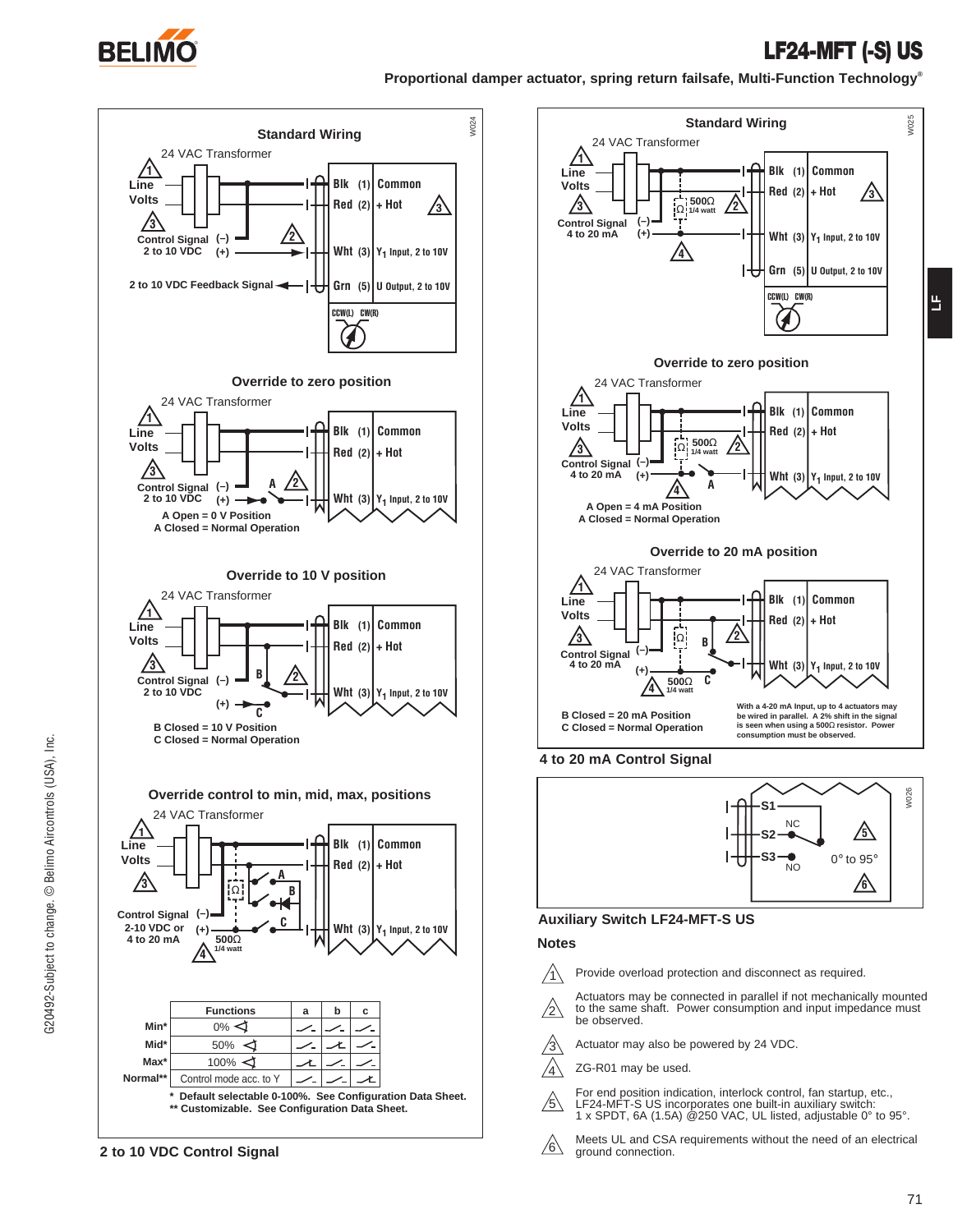# LF24-MFT (-S) US

**Proportional damper actuator, spring return failsafe, Multi-Function Technology®**

## 2 to 10 VDC Control Signal

### Standard Wiring

24 VAC Transformer

Line Volts (1)

Control Signal (–) (+) 2 to 10 VDC (3) (2)

2 to 10 VDC Feedback Signal

| Wire | No. | Function |
|---|---|---|
| Blk | (1) | Common |
| Red | (2) | + Hot (3) |
| Wht | (3) | $Y_1$ Input, 2 to 10V |
| Grn | (5) | U Output, 2 to 10V |

CCW(L) CW(R)

W024

### Override to zero position

24 VAC Transformer

Line Volts (1)

Control Signal (–) (+) 2 to 10 VDC (3) A (2)

| Wire | No. | Function |
|---|---|---|
| Blk | (1) | Common |
| Red | (2) | + Hot |
| Wht | (3) | $Y_1$ Input, 2 to 10V |

A Open = 0 V Position
A Closed = Normal Operation

### Override to 10 V position

24 VAC Transformer

Line Volts (1)

Control Signal (–) (+) 2 to 10 VDC (3) B C (2)

| Wire | No. | Function |
|---|---|---|
| Blk | (1) | Common |
| Red | (2) | + Hot |
| Wht | (3) | $Y_1$ Input, 2 to 10V |

B Closed = 10 V Position
C Closed = Normal Operation

### Override control to min, mid, max, positions

24 VAC Transformer

Line Volts (1)

Control Signal (–) (+) 2-10 VDC or 4 to 20 mA (3) A B C 500Ω 1/4 watt (4)

| Wire | No. | Function |
|---|---|---|
| Blk | (1) | Common |
| Red | (2) | + Hot |
| Wht | (3) | $Y_1$ Input, 2 to 10V |

| | Functions | a | b | c |
|---|---|---|---|---|
| Min* | 0% | open | open | open |
| Mid* | 50% | open | closed | open |
| Max* | 100% | closed | open | open |
| Normal** | Control mode acc. to Y | open | open | closed |

\* Default selectable 0-100%. See Configuration Data Sheet.
\*\* Customizable. See Configuration Data Sheet.

## 4 to 20 mA Control Signal

### Standard Wiring

24 VAC Transformer

Line Volts (1)

Control Signal (–) (+) 4 to 20 mA (3) 500Ω 1/4 watt (2) (4)

| Wire | No. | Function |
|---|---|---|
| Blk | (1) | Common |
| Red | (2) | + Hot (3) |
| Wht | (3) | $Y_1$ Input, 2 to 10V |
| Grn | (5) | U Output, 2 to 10V |

CCW(L) CW(R)

W025

### Override to zero position

24 VAC Transformer

Line Volts (1)

Control Signal (–) (+) 4 to 20 mA (3) 500Ω 1/4 watt (2) (4) A

| Wire | No. | Function |
|---|---|---|
| Blk | (1) | Common |
| Red | (2) | + Hot |
| Wht | (3) | $Y_1$ Input, 2 to 10V |

A Open = 4 mA Position
A Closed = Normal Operation

### Override to 20 mA position

24 VAC Transformer

Line Volts (1)

Control Signal (–) (+) 4 to 20 mA (3) B C 500Ω 1/4 watt (2) (4)

| Wire | No. | Function |
|---|---|---|
| Blk | (1) | Common |
| Red | (2) | + Hot |
| Wht | (3) | $Y_1$ Input, 2 to 10V |

B Closed = 20 mA Position
C Closed = Normal Operation

With a 4-20 mA Input, up to 4 actuators may be wired in parallel. A 2% shift in the signal is seen when using a 500Ω resistor. Power consumption must be observed.

## Auxiliary Switch LF24-MFT-S US

S1, S2 (NC), S3 (NO) — 0° to 95° (5) (6)

W026

## Notes

1. Provide overload protection and disconnect as required.
2. Actuators may be connected in parallel if not mechanically mounted to the same shaft. Power consumption and input impedance must be observed.
3. Actuator may also be powered by 24 VDC.
4. ZG-R01 may be used.
5. For end position indication, interlock control, fan startup, etc., LF24-MFT-S US incorporates one built-in auxiliary switch: 1 x SPDT, 6A (1.5A) @250 VAC, UL listed, adjustable 0° to 95°.
6. Meets UL and CSA requirements without the need of an electrical ground connection.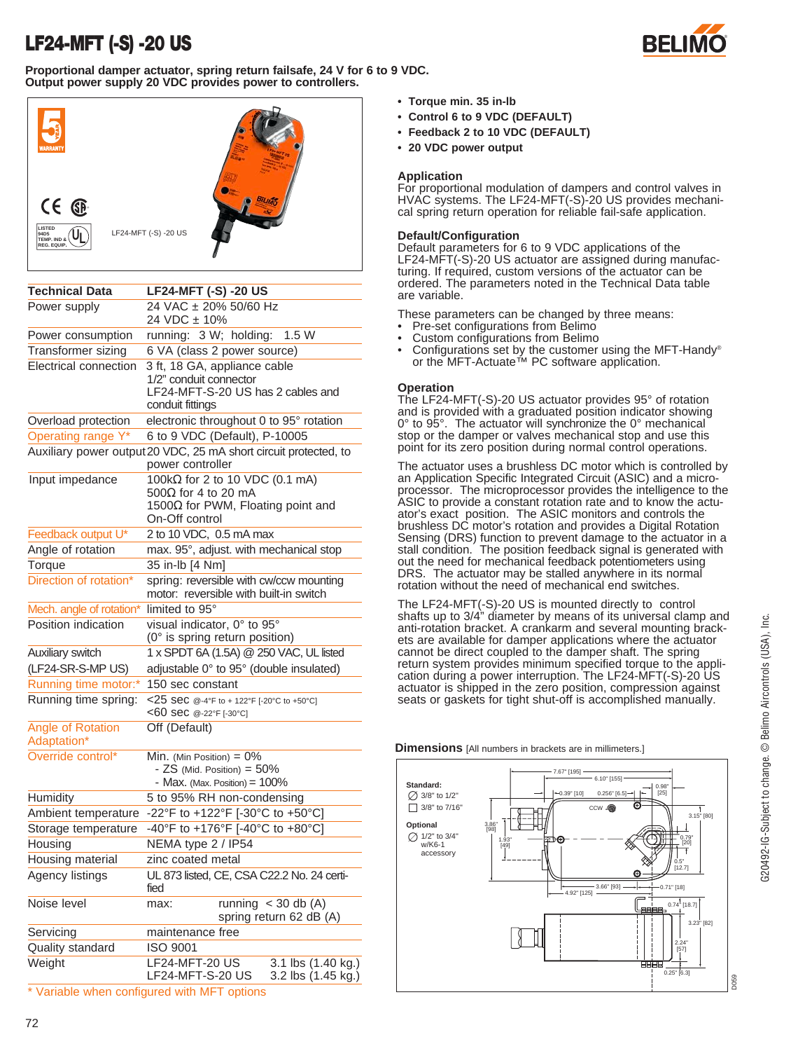# LF24-MFT (-S) -20 US

**Proportional damper actuator, spring return failsafe, 24 V for 6 to 9 VDC.**
**Output power supply 20 VDC provides power to controllers.**

LF24-MFT (-S) -20 US

| Technical Data | LF24-MFT (-S) -20 US |
|---|---|
| Power supply | 24 VAC ± 20% 50/60 Hz<br>24 VDC ± 10% |
| Power consumption | running: 3 W; holding: 1.5 W |
| Transformer sizing | 6 VA (class 2 power source) |
| Electrical connection | 3 ft, 18 GA, appliance cable<br>1/2" conduit connector<br>LF24-MFT-S-20 US has 2 cables and conduit fittings |
| Overload protection | electronic throughout 0 to 95° rotation |
| Operating range Y* | 6 to 9 VDC (Default), P-10005 |
| Auxiliary power output | 20 VDC, 25 mA short circuit protected, to power controller |
| Input impedance | 100kΩ for 2 to 10 VDC (0.1 mA)<br>500Ω for 4 to 20 mA<br>1500Ω for PWM, Floating point and On-Off control |
| Feedback output U* | 2 to 10 VDC, 0.5 mA max |
| Angle of rotation | max. 95°, adjust. with mechanical stop |
| Torque | 35 in-lb [4 Nm] |
| Direction of rotation* | spring: reversible with cw/ccw mounting<br>motor: reversible with built-in switch |
| Mech. angle of rotation* | limited to 95° |
| Position indication | visual indicator, 0° to 95°<br>(0° is spring return position) |
| Auxiliary switch (LF24-SR-S-MP US) | 1 x SPDT 6A (1.5A) @ 250 VAC, UL listed<br>adjustable 0° to 95° (double insulated) |
| Running time motor:* | 150 sec constant |
| Running time spring: | <25 sec @-4°F to + 122°F [-20°C to +50°C]<br><60 sec @-22°F [-30°C] |
| Angle of Rotation Adaptation* | Off (Default) |
| Override control* | Min. (Min Position) = 0%<br>- ZS (Mid. Position) = 50%<br>- Max. (Max. Position) = 100% |
| Humidity | 5 to 95% RH non-condensing |
| Ambient temperature | -22°F to +122°F [-30°C to +50°C] |
| Storage temperature | -40°F to +176°F [-40°C to +80°C] |
| Housing | NEMA type 2 / IP54 |
| Housing material | zinc coated metal |
| Agency listings | UL 873 listed, CE, CSA C22.2 No. 24 certified |
| Noise level | max: running < 30 db (A)<br>spring return 62 dB (A) |
| Servicing | maintenance free |
| Quality standard | ISO 9001 |
| Weight | LF24-MFT-20 US 3.1 lbs (1.40 kg.)<br>LF24-MFT-S-20 US 3.2 lbs (1.45 kg.) |

\* Variable when configured with MFT options

- **Torque min. 35 in-lb**
- **Control 6 to 9 VDC (DEFAULT)**
- **Feedback 2 to 10 VDC (DEFAULT)**
- **20 VDC power output**

## Application

For proportional modulation of dampers and control valves in HVAC systems. The LF24-MFT(-S)-20 US provides mechanical spring return operation for reliable fail-safe application.

## Default/Configuration

Default parameters for 6 to 9 VDC applications of the LF24-MFT(-S)-20 US actuator are assigned during manufacturing. If required, custom versions of the actuator can be ordered. The parameters noted in the Technical Data table are variable.

These parameters can be changed by three means:

- Pre-set configurations from Belimo
- Custom configurations from Belimo
- Configurations set by the customer using the MFT-Handy® or the MFT-Actuate™ PC software application.

## Operation

The LF24-MFT(-S)-20 US actuator provides 95° of rotation and is provided with a graduated position indicator showing 0° to 95°. The actuator will synchronize the 0° mechanical stop or the damper or valves mechanical stop and use this point for its zero position during normal control operations.

The actuator uses a brushless DC motor which is controlled by an Application Specific Integrated Circuit (ASIC) and a microprocessor. The microprocessor provides the intelligence to the ASIC to provide a constant rotation rate and to know the actuator's exact position. The ASIC monitors and controls the brushless DC motor's rotation and provides a Digital Rotation Sensing (DRS) function to prevent damage to the actuator in a stall condition. The position feedback signal is generated without the need for mechanical feedback potentiometers using DRS. The actuator may be stalled anywhere in its normal rotation without the need of mechanical end switches.

The LF24-MFT(-S)-20 US is mounted directly to control shafts up to 3/4" diameter by means of its universal clamp and anti-rotation bracket. A crankarm and several mounting brackets are available for damper applications where the actuator cannot be direct coupled to the damper shaft. The spring return system provides minimum specified torque to the application during a power interruption. The LF24-MFT(-S)-20 US actuator is shipped in the zero position, compression against seats or gaskets for tight shut-off is accomplished manually.

## Dimensions [All numbers in brackets are in millimeters.]

Standard:
∅ 3/8" to 1/2"
☐ 3/8" to 7/16"

Optional
∅ 1/2" to 3/4" w/K6-1 accessory

G20492-IG-Subject to change. © Belimo Aircontrols (USA), Inc.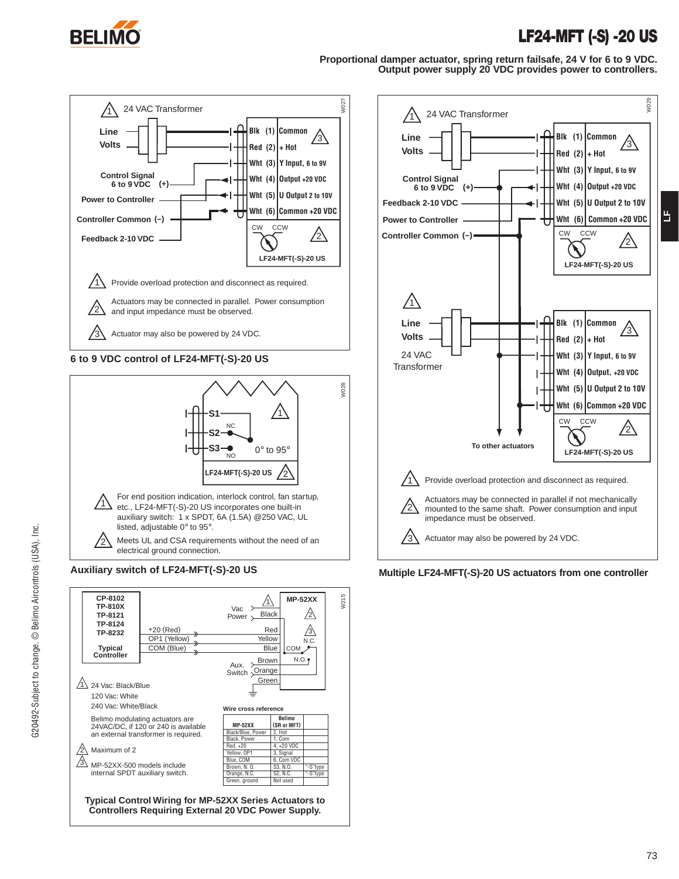# LF24-MFT (-S) -20 US

**Proportional damper actuator, spring return failsafe, 24 V for 6 to 9 VDC. Output power supply 20 VDC provides power to controllers.**

W027

1 24 VAC Transformer

Line Volts

Control Signal 6 to 9 VDC (+)

Power to Controller

Controller Common (–)

Feedback 2-10 VDC

| Wire | Function |
|---|---|
| Blk (1) | Common |
| Red (2) | + Hot |
| Wht (3) | Y Input, 6 to 9V |
| Wht (4) | Output +20 VDC |
| Wht (5) | U Output 2 to 10V |
| Wht (6) | Common +20 VDC |

CW CCW

LF24-MFT(-S)-20 US

1 Provide overload protection and disconnect as required.

2 Actuators may be connected in parallel. Power consumption and input impedance must be observed.

3 Actuator may also be powered by 24 VDC.

**6 to 9 VDC control of LF24-MFT(-S)-20 US**

W028

S1, S2 (NC), S3 (NO)

0° to 95°

LF24-MFT(-S)-20 US

1 For end position indication, interlock control, fan startup, etc., LF24-MFT(-S)-20 US incorporates one built-in auxiliary switch: 1 x SPDT, 6A (1.5A) @250 VAC, UL listed, adjustable 0° to 95°.

2 Meets UL and CSA requirements without the need of an electrical ground connection.

**Auxiliary switch of LF24-MFT(-S)-20 US**

W215

CP-8102
TP-810X
TP-8121
TP-8124
TP-8232
Typical Controller

+20 (Red)
OP1 (Yellow)
COM (Blue)

Vac Power

Aux. Switch

MP-52XX: Black, Red, Yellow, Blue, Brown, Orange, Green; COM, N.C., N.O.

1 24 Vac: Black/Blue
120 Vac: White
240 Vac: White/Black

Belimo modulating actuators are 24VAC/DC, if 120 or 240 is available an external transformer is required.

2 Maximum of 2

3 MP-52XX-500 models include internal SPDT auxiliary switch.

**Wire cross reference**

| MP-52XX | Belimo (SR or MFT) | |
|---|---|---|
| Black/Blue, Power | 2, Hot | |
| Black, Power | 1, Com | |
| Red, +20 | 4, +20 VDC | |
| Yellow, OP1 | 3, Signal | |
| Blue, COM | 6, Com VDC | |
| Brown, N. O. | S3, N.O. | "-S"type |
| Orange, N.C. | S2, N.C. | "-S"type |
| Green, ground | Not used | |

**Typical Control Wiring for MP-52XX Series Actuators to Controllers Requiring External 20 VDC Power Supply.**

W029

1 24 VAC Transformer

Line Volts

Control Signal 6 to 9 VDC (+)

Feedback 2-10 VDC

Power to Controller

Controller Common (–)

| Wire | Function |
|---|---|
| Blk (1) | Common |
| Red (2) | + Hot |
| Wht (3) | Y Input, 6 to 9V |
| Wht (4) | Output +20 VDC |
| Wht (5) | U Output 2 to 10V |
| Wht (6) | Common +20 VDC |

CW CCW

LF24-MFT(-S)-20 US

1 Line Volts 24 VAC Transformer

| Wire | Function |
|---|---|
| Blk (1) | Common |
| Red (2) | + Hot |
| Wht (3) | Y Input, 6 to 9V |
| Wht (4) | Output, +20 VDC |
| Wht (5) | U Output 2 to 10V |
| Wht (6) | Common +20 VDC |

To other actuators

CW CCW

LF24-MFT(-S)-20 US

1 Provide overload protection and disconnect as required.

2 Actuators may be connected in parallel if not mechanically mounted to the same shaft. Power consumption and input impedance must be observed.

3 Actuator may also be powered by 24 VDC.

**Multiple LF24-MFT(-S)-20 US actuators from one controller**

G20492-Subject to change. © Belimo Aircontrols (USA), Inc.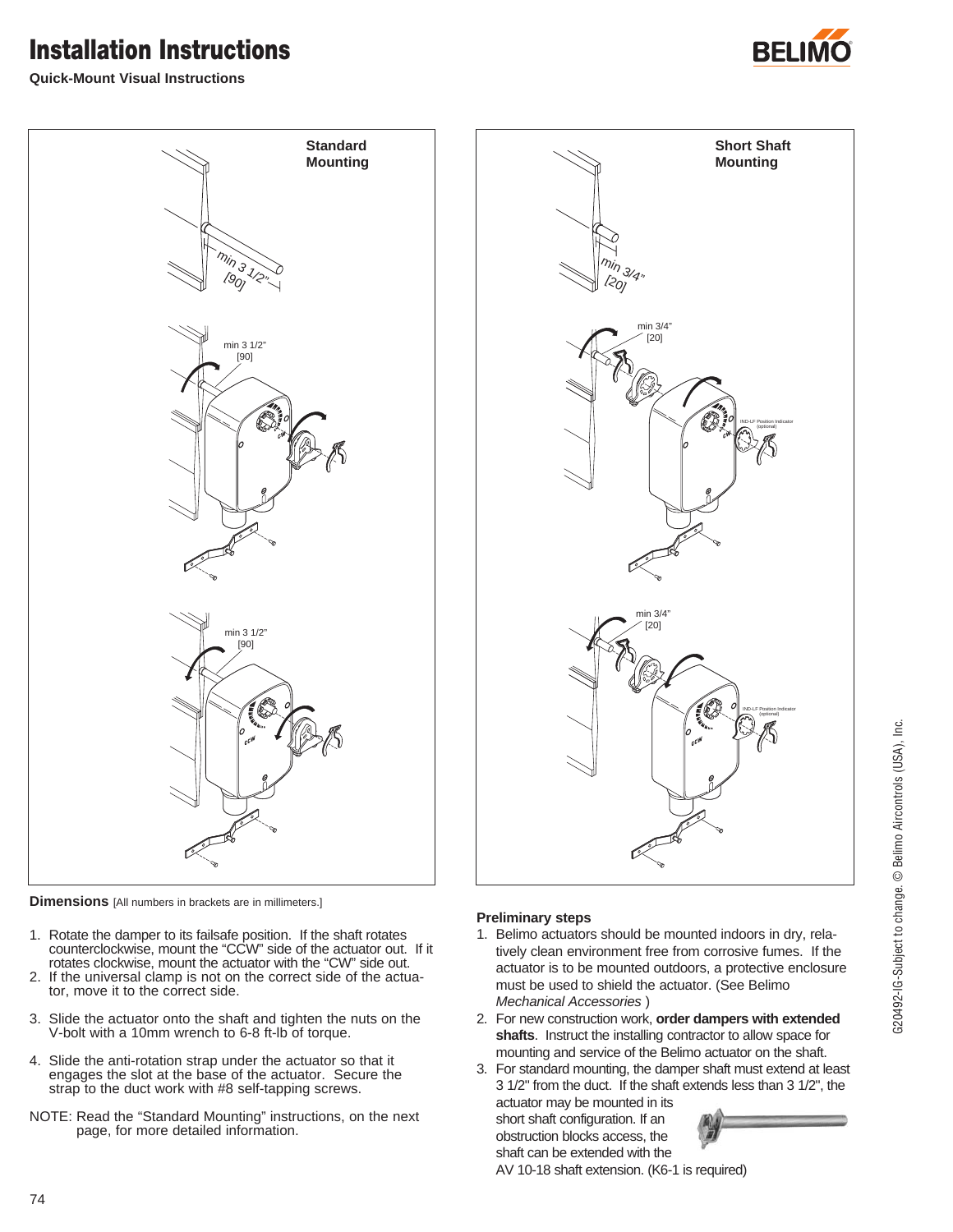# Installation Instructions

**Quick-Mount Visual Instructions**

**Standard Mounting**

min 3 1/2" [90]

min 3 1/2" [90]

min 3 1/2" [90]

**Short Shaft Mounting**

min 3/4" [20]

min 3/4" [20]

IND-LF Position Indicator (optional)

min 3/4" [20]

IND-LF Position Indicator (optional)

**Dimensions** [All numbers in brackets are in millimeters.]

1. Rotate the damper to its failsafe position. If the shaft rotates counterclockwise, mount the "CCW" side of the actuator out. If it rotates clockwise, mount the actuator with the "CW" side out.
2. If the universal clamp is not on the correct side of the actuator, move it to the correct side.
3. Slide the actuator onto the shaft and tighten the nuts on the V-bolt with a 10mm wrench to 6-8 ft-lb of torque.
4. Slide the anti-rotation strap under the actuator so that it engages the slot at the base of the actuator. Secure the strap to the duct work with #8 self-tapping screws.

NOTE: Read the "Standard Mounting" instructions, on the next page, for more detailed information.

### Preliminary steps

1. Belimo actuators should be mounted indoors in dry, relatively clean environment free from corrosive fumes. If the actuator is to be mounted outdoors, a protective enclosure must be used to shield the actuator. (See Belimo *Mechanical Accessories* )
2. For new construction work, **order dampers with extended shafts**. Instruct the installing contractor to allow space for mounting and service of the Belimo actuator on the shaft.
3. For standard mounting, the damper shaft must extend at least 3 1/2" from the duct. If the shaft extends less than 3 1/2", the actuator may be mounted in its short shaft configuration. If an obstruction blocks access, the shaft can be extended with the AV 10-18 shaft extension. (K6-1 is required)

G20492-IG-Subject to change. © Belimo Aircontrols (USA), Inc.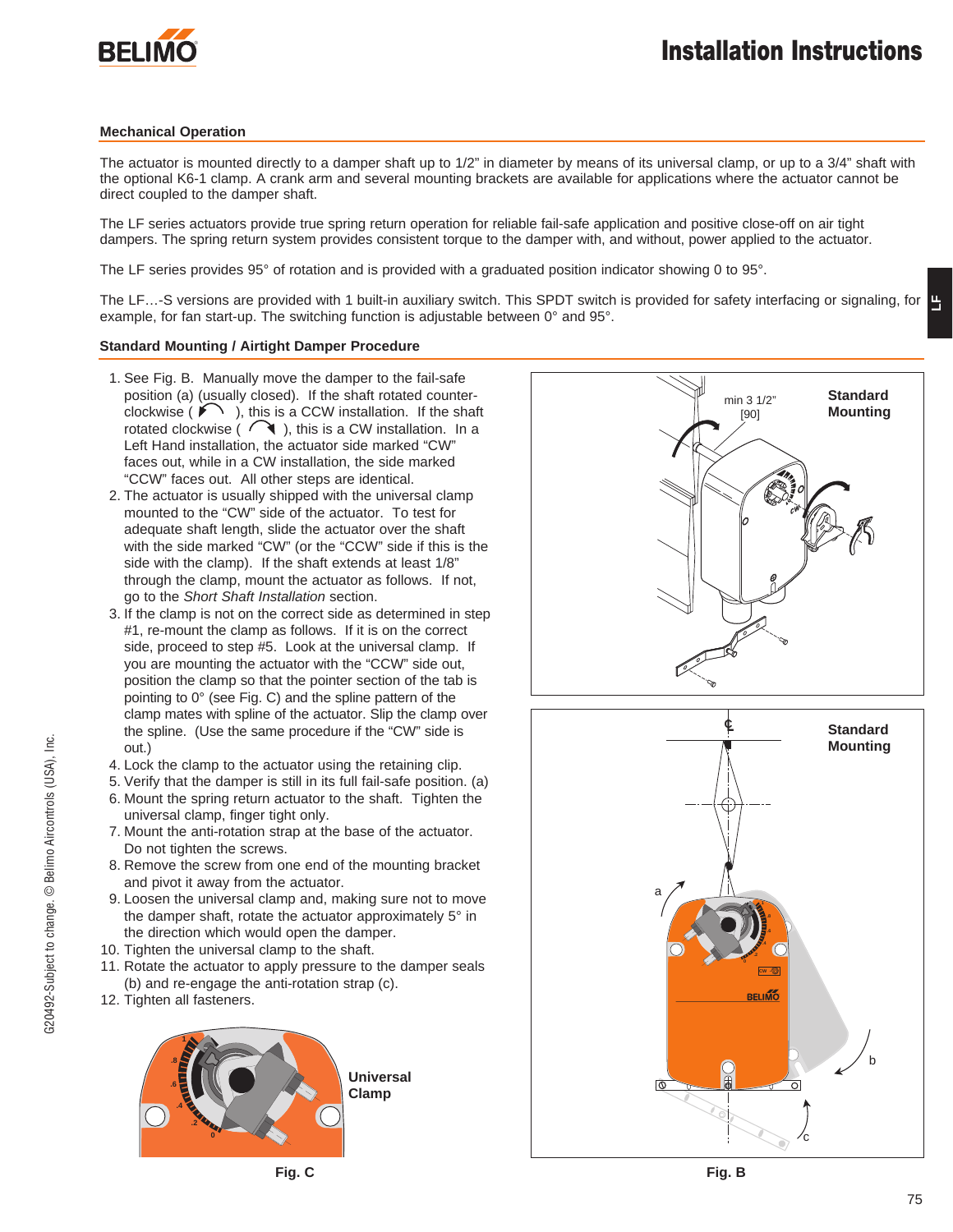## Mechanical Operation

The actuator is mounted directly to a damper shaft up to 1/2" in diameter by means of its universal clamp, or up to a 3/4" shaft with the optional K6-1 clamp. A crank arm and several mounting brackets are available for applications where the actuator cannot be direct coupled to the damper shaft.

The LF series actuators provide true spring return operation for reliable fail-safe application and positive close-off on air tight dampers. The spring return system provides consistent torque to the damper with, and without, power applied to the actuator.

The LF series provides 95° of rotation and is provided with a graduated position indicator showing 0 to 95°.

The LF…-S versions are provided with 1 built-in auxiliary switch. This SPDT switch is provided for safety interfacing or signaling, for example, for fan start-up. The switching function is adjustable between 0° and 95°.

## Standard Mounting / Airtight Damper Procedure

1. See Fig. B. Manually move the damper to the fail-safe position (a) (usually closed). If the shaft rotated counter-clockwise ( ↶ ), this is a CCW installation. If the shaft rotated clockwise ( ↷ ), this is a CW installation. In a Left Hand installation, the actuator side marked "CW" faces out, while in a CW installation, the side marked "CCW" faces out. All other steps are identical.
2. The actuator is usually shipped with the universal clamp mounted to the "CW" side of the actuator. To test for adequate shaft length, slide the actuator over the shaft with the side marked "CW" (or the "CCW" side if this is the side with the clamp). If the shaft extends at least 1/8" through the clamp, mount the actuator as follows. If not, go to the *Short Shaft Installation* section.
3. If the clamp is not on the correct side as determined in step #1, re-mount the clamp as follows. If it is on the correct side, proceed to step #5. Look at the universal clamp. If you are mounting the actuator with the "CCW" side out, position the clamp so that the pointer section of the tab is pointing to 0° (see Fig. C) and the spline pattern of the clamp mates with spline of the actuator. Slip the clamp over the spline. (Use the same procedure if the "CW" side is out.)
4. Lock the clamp to the actuator using the retaining clip.
5. Verify that the damper is still in its full fail-safe position. (a)
6. Mount the spring return actuator to the shaft. Tighten the universal clamp, finger tight only.
7. Mount the anti-rotation strap at the base of the actuator. Do not tighten the screws.
8. Remove the screw from one end of the mounting bracket and pivot it away from the actuator.
9. Loosen the universal clamp and, making sure not to move the damper shaft, rotate the actuator approximately 5° in the direction which would open the damper.
10. Tighten the universal clamp to the shaft.
11. Rotate the actuator to apply pressure to the damper seals (b) and re-engage the anti-rotation strap (c).
12. Tighten all fasteners.

Universal Clamp

Fig. C

Standard Mounting

min 3 1/2" [90]

Standard Mounting

Fig. B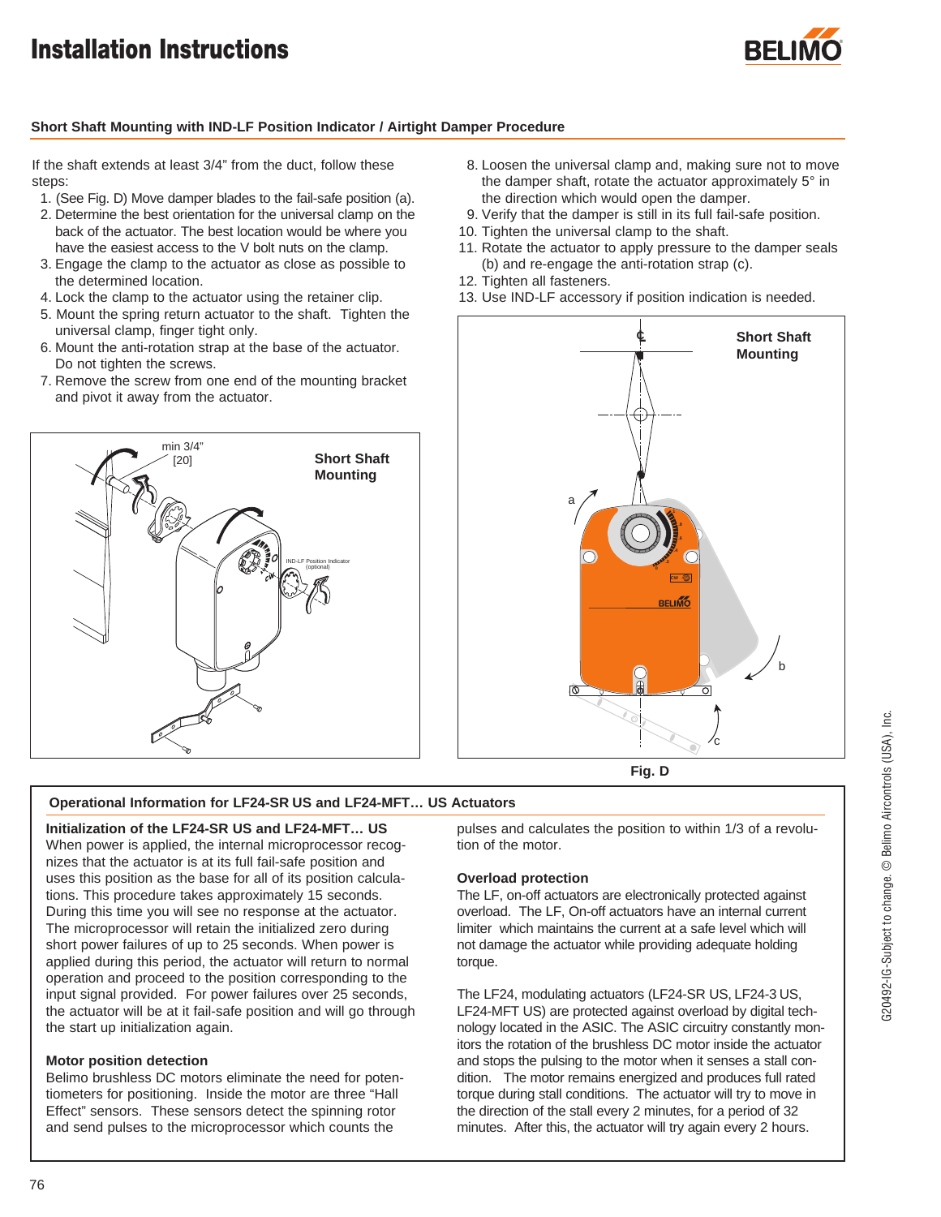## Short Shaft Mounting with IND-LF Position Indicator / Airtight Damper Procedure

If the shaft extends at least 3/4" from the duct, follow these steps:

1. (See Fig. D) Move damper blades to the fail-safe position (a).
2. Determine the best orientation for the universal clamp on the back of the actuator. The best location would be where you have the easiest access to the V bolt nuts on the clamp.
3. Engage the clamp to the actuator as close as possible to the determined location.
4. Lock the clamp to the actuator using the retainer clip.
5. Mount the spring return actuator to the shaft. Tighten the universal clamp, finger tight only.
6. Mount the anti-rotation strap at the base of the actuator. Do not tighten the screws.
7. Remove the screw from one end of the mounting bracket and pivot it away from the actuator.
8. Loosen the universal clamp and, making sure not to move the damper shaft, rotate the actuator approximately 5° in the direction which would open the damper.
9. Verify that the damper is still in its full fail-safe position.
10. Tighten the universal clamp to the shaft.
11. Rotate the actuator to apply pressure to the damper seals (b) and re-engage the anti-rotation strap (c).
12. Tighten all fasteners.
13. Use IND-LF accessory if position indication is needed.

min 3/4" [20]

Short Shaft Mounting

IND-LF Position Indicator (optional)

Short Shaft Mounting

Fig. D

## Operational Information for LF24-SR US and LF24-MFT… US Actuators

**Initialization of the LF24-SR US and LF24-MFT… US**

When power is applied, the internal microprocessor recognizes that the actuator is at its full fail-safe position and uses this position as the base for all of its position calculations. This procedure takes approximately 15 seconds. During this time you will see no response at the actuator. The microprocessor will retain the initialized zero during short power failures of up to 25 seconds. When power is applied during this period, the actuator will return to normal operation and proceed to the position corresponding to the input signal provided. For power failures over 25 seconds, the actuator will be at it fail-safe position and will go through the start up initialization again.

**Motor position detection**

Belimo brushless DC motors eliminate the need for potentiometers for positioning. Inside the motor are three "Hall Effect" sensors. These sensors detect the spinning rotor and send pulses to the microprocessor which counts the pulses and calculates the position to within 1/3 of a revolution of the motor.

**Overload protection**

The LF, on-off actuators are electronically protected against overload. The LF, On-off actuators have an internal current limiter which maintains the current at a safe level which will not damage the actuator while providing adequate holding torque.

The LF24, modulating actuators (LF24-SR US, LF24-3 US, LF24-MFT US) are protected against overload by digital technology located in the ASIC. The ASIC circuitry constantly monitors the rotation of the brushless DC motor inside the actuator and stops the pulsing to the motor when it senses a stall condition. The motor remains energized and produces full rated torque during stall conditions. The actuator will try to move in the direction of the stall every 2 minutes, for a period of 32 minutes. After this, the actuator will try again every 2 hours.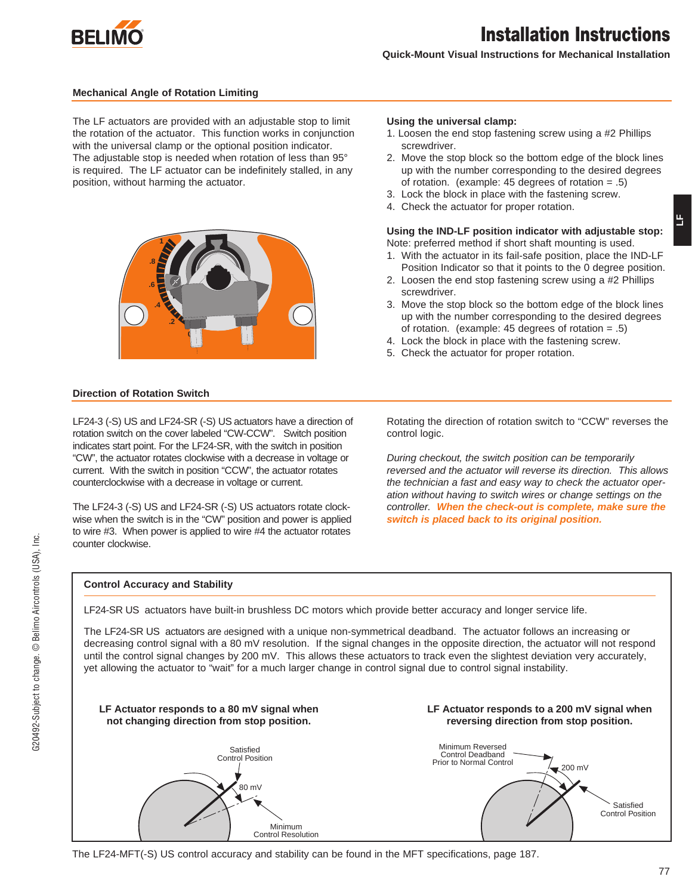# Installation Instructions

**Quick-Mount Visual Instructions for Mechanical Installation**

## Mechanical Angle of Rotation Limiting

The LF actuators are provided with an adjustable stop to limit the rotation of the actuator. This function works in conjunction with the universal clamp or the optional position indicator. The adjustable stop is needed when rotation of less than 95° is required. The LF actuator can be indefinitely stalled, in any position, without harming the actuator.

**Using the universal clamp:**

1. Loosen the end stop fastening screw using a #2 Phillips screwdriver.
2. Move the stop block so the bottom edge of the block lines up with the number corresponding to the desired degrees of rotation. (example: 45 degrees of rotation = .5)
3. Lock the block in place with the fastening screw.
4. Check the actuator for proper rotation.

**Using the IND-LF position indicator with adjustable stop:**

Note: preferred method if short shaft mounting is used.

1. With the actuator in its fail-safe position, place the IND-LF Position Indicator so that it points to the 0 degree position.
2. Loosen the end stop fastening screw using a #2 Phillips screwdriver.
3. Move the stop block so the bottom edge of the block lines up with the number corresponding to the desired degrees of rotation. (example: 45 degrees of rotation = .5)
4. Lock the block in place with the fastening screw.
5. Check the actuator for proper rotation.

## Direction of Rotation Switch

LF24-3 (-S) US and LF24-SR (-S) US actuators have a direction of rotation switch on the cover labeled "CW-CCW". Switch position indicates start point. For the LF24-SR, with the switch in position "CW", the actuator rotates clockwise with a decrease in voltage or current. With the switch in position "CCW", the actuator rotates counterclockwise with a decrease in voltage or current.

The LF24-3 (-S) US and LF24-SR (-S) US actuators rotate clockwise when the switch is in the "CW" position and power is applied to wire #3. When power is applied to wire #4 the actuator rotates counter clockwise.

Rotating the direction of rotation switch to "CCW" reverses the control logic.

*During checkout, the switch position can be temporarily reversed and the actuator will reverse its direction. This allows the technician a fast and easy way to check the actuator operation without having to switch wires or change settings on the controller.* ***When the check-out is complete, make sure the switch is placed back to its original position.***

## Control Accuracy and Stability

LF24-SR US actuators have built-in brushless DC motors which provide better accuracy and longer service life.

The LF24-SR US actuators are designed with a unique non-symmetrical deadband. The actuator follows an increasing or decreasing control signal with a 80 mV resolution. If the signal changes in the opposite direction, the actuator will not respond until the control signal changes by 200 mV. This allows these actuators to track even the slightest deviation very accurately, yet allowing the actuator to "wait" for a much larger change in control signal due to control signal instability.

**LF Actuator responds to a 80 mV signal when not changing direction from stop position.**

**LF Actuator responds to a 200 mV signal when reversing direction from stop position.**

The LF24-MFT(-S) US control accuracy and stability can be found in the MFT specifications, page 187.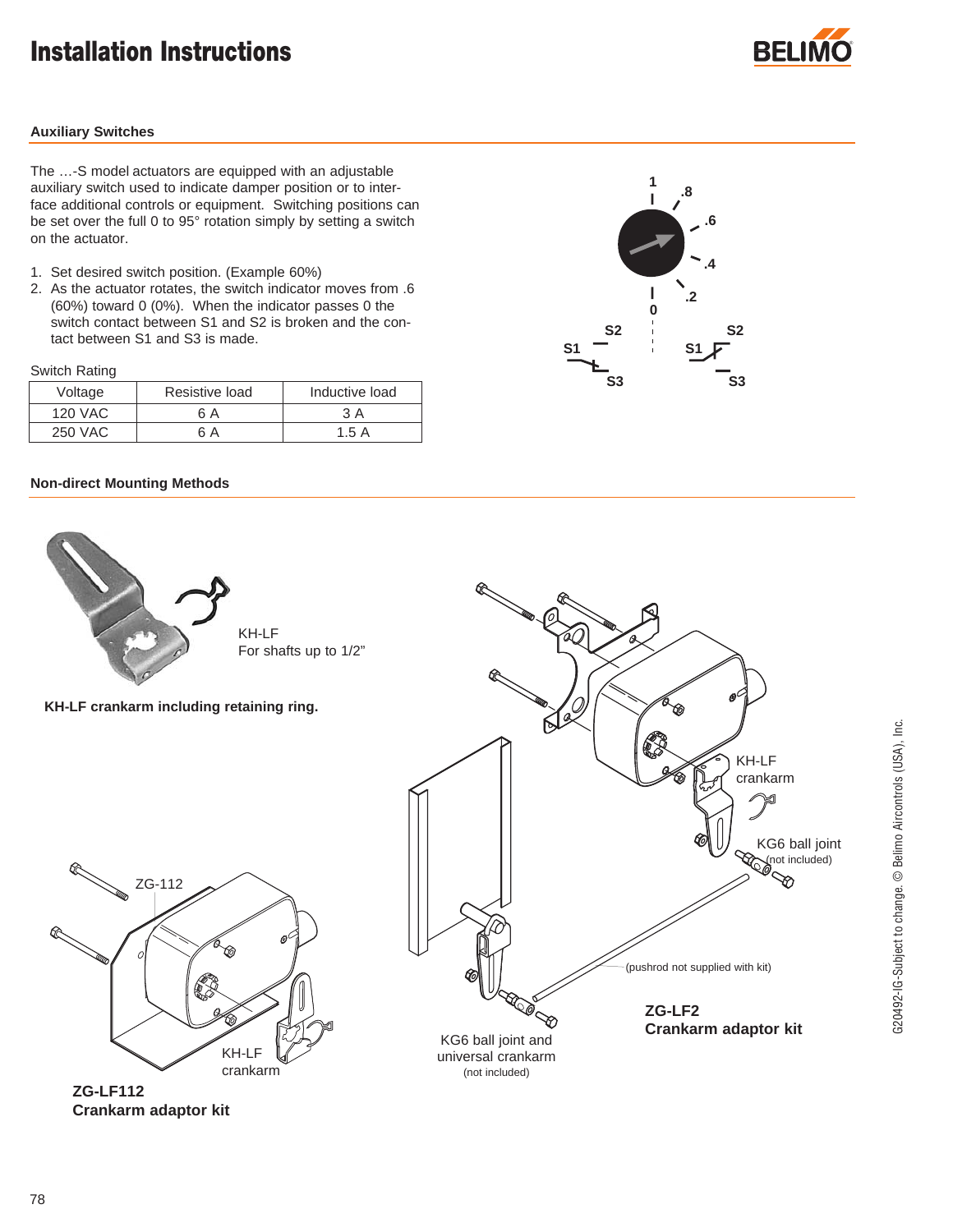# Installation Instructions

## Auxiliary Switches

The …-S model actuators are equipped with an adjustable auxiliary switch used to indicate damper position or to interface additional controls or equipment. Switching positions can be set over the full 0 to 95° rotation simply by setting a switch on the actuator.

1. Set desired switch position. (Example 60%)
2. As the actuator rotates, the switch indicator moves from .6 (60%) toward 0 (0%). When the indicator passes 0 the switch contact between S1 and S2 is broken and the contact between S1 and S3 is made.

Switch Rating

| Voltage | Resistive load | Inductive load |
|---|---|---|
| 120 VAC | 6 A | 3 A |
| 250 VAC | 6 A | 1.5 A |

1 .8 .6 .4 .2 0

S1 S2 S3 S1 S2 S3

## Non-direct Mounting Methods

KH-LF
For shafts up to 1/2"

**KH-LF crankarm including retaining ring.**

ZG-112

KH-LF crankarm

**ZG-LF112**
**Crankarm adaptor kit**

KH-LF crankarm

KG6 ball joint (not included)

(pushrod not supplied with kit)

KG6 ball joint and universal crankarm (not included)

**ZG-LF2**
**Crankarm adaptor kit**

G20492-IG-Subject to change. © Belimo Aircontrols (USA), Inc.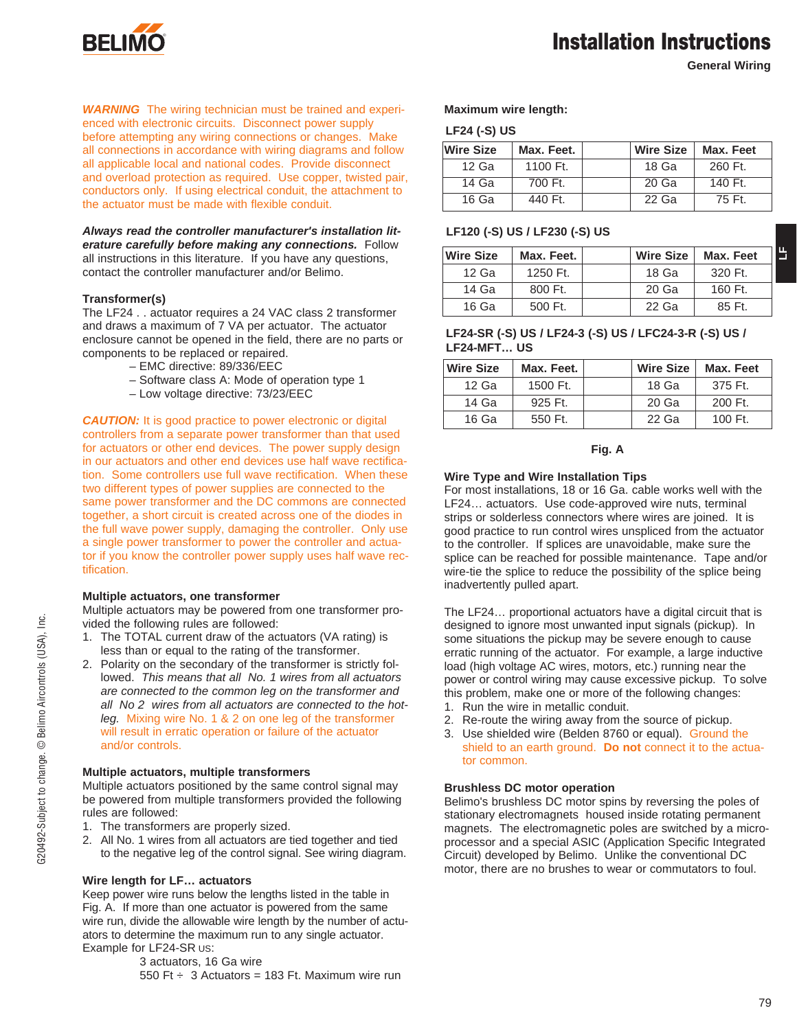# Installation Instructions

**General Wiring**

***WARNING*** The wiring technician must be trained and experienced with electronic circuits. Disconnect power supply before attempting any wiring connections or changes. Make all connections in accordance with wiring diagrams and follow all applicable local and national codes. Provide disconnect and overload protection as required. Use copper, twisted pair, conductors only. If using electrical conduit, the attachment to the actuator must be made with flexible conduit.

***Always read the controller manufacturer's installation literature carefully before making any connections.*** Follow all instructions in this literature. If you have any questions, contact the controller manufacturer and/or Belimo.

**Transformer(s)**

The LF24 . . actuator requires a 24 VAC class 2 transformer and draws a maximum of 7 VA per actuator. The actuator enclosure cannot be opened in the field, there are no parts or components to be replaced or repaired.

– EMC directive: 89/336/EEC
– Software class A: Mode of operation type 1
– Low voltage directive: 73/23/EEC

***CAUTION:*** It is good practice to power electronic or digital controllers from a separate power transformer than that used for actuators or other end devices. The power supply design in our actuators and other end devices use half wave rectification. Some controllers use full wave rectification. When these two different types of power supplies are connected to the same power transformer and the DC commons are connected together, a short circuit is created across one of the diodes in the full wave power supply, damaging the controller. Only use a single power transformer to power the controller and actuator if you know the controller power supply uses half wave rectification.

**Multiple actuators, one transformer**

Multiple actuators may be powered from one transformer provided the following rules are followed:

1. The TOTAL current draw of the actuators (VA rating) is less than or equal to the rating of the transformer.
2. Polarity on the secondary of the transformer is strictly followed. *This means that all No. 1 wires from all actuators are connected to the common leg on the transformer and all No 2 wires from all actuators are connected to the hot-leg.* Mixing wire No. 1 & 2 on one leg of the transformer will result in erratic operation or failure of the actuator and/or controls.

**Multiple actuators, multiple transformers**

Multiple actuators positioned by the same control signal may be powered from multiple transformers provided the following rules are followed:

1. The transformers are properly sized.
2. All No. 1 wires from all actuators are tied together and tied to the negative leg of the control signal. See wiring diagram.

**Wire length for LF… actuators**

Keep power wire runs below the lengths listed in the table in Fig. A. If more than one actuator is powered from the same wire run, divide the allowable wire length by the number of actuators to determine the maximum run to any single actuator. Example for LF24-SR US:

3 actuators, 16 Ga wire
550 Ft ÷ 3 Actuators = 183 Ft. Maximum wire run

**Maximum wire length:**

**LF24 (-S) US**

| Wire Size | Max. Feet. | | Wire Size | Max. Feet |
|---|---|---|---|---|
| 12 Ga | 1100 Ft. | | 18 Ga | 260 Ft. |
| 14 Ga | 700 Ft. | | 20 Ga | 140 Ft. |
| 16 Ga | 440 Ft. | | 22 Ga | 75 Ft. |

**LF120 (-S) US / LF230 (-S) US**

| Wire Size | Max. Feet. | | Wire Size | Max. Feet |
|---|---|---|---|---|
| 12 Ga | 1250 Ft. | | 18 Ga | 320 Ft. |
| 14 Ga | 800 Ft. | | 20 Ga | 160 Ft. |
| 16 Ga | 500 Ft. | | 22 Ga | 85 Ft. |

**LF24-SR (-S) US / LF24-3 (-S) US / LFC24-3-R (-S) US / LF24-MFT… US**

| Wire Size | Max. Feet. | | Wire Size | Max. Feet |
|---|---|---|---|---|
| 12 Ga | 1500 Ft. | | 18 Ga | 375 Ft. |
| 14 Ga | 925 Ft. | | 20 Ga | 200 Ft. |
| 16 Ga | 550 Ft. | | 22 Ga | 100 Ft. |

**Fig. A**

**Wire Type and Wire Installation Tips**

For most installations, 18 or 16 Ga. cable works well with the LF24… actuators. Use code-approved wire nuts, terminal strips or solderless connectors where wires are joined. It is good practice to run control wires unspliced from the actuator to the controller. If splices are unavoidable, make sure the splice can be reached for possible maintenance. Tape and/or wire-tie the splice to reduce the possibility of the splice being inadvertently pulled apart.

The LF24… proportional actuators have a digital circuit that is designed to ignore most unwanted input signals (pickup). In some situations the pickup may be severe enough to cause erratic running of the actuator. For example, a large inductive load (high voltage AC wires, motors, etc.) running near the power or control wiring may cause excessive pickup. To solve this problem, make one or more of the following changes:

1. Run the wire in metallic conduit.
2. Re-route the wiring away from the source of pickup.
3. Use shielded wire (Belden 8760 or equal). Ground the shield to an earth ground. **Do not** connect it to the actuator common.

**Brushless DC motor operation**

Belimo's brushless DC motor spins by reversing the poles of stationary electromagnets housed inside rotating permanent magnets. The electromagnetic poles are switched by a microprocessor and a special ASIC (Application Specific Integrated Circuit) developed by Belimo. Unlike the conventional DC motor, there are no brushes to wear or commutators to foul.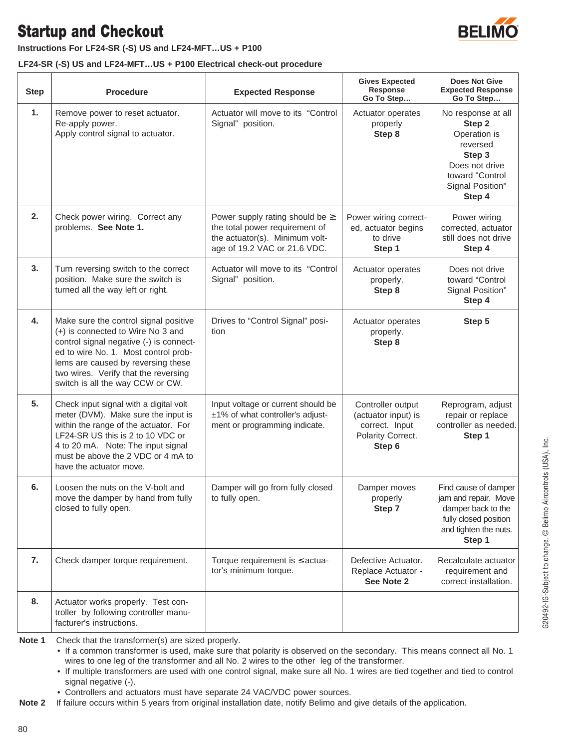# Startup and Checkout

**Instructions For LF24-SR (-S) US and LF24-MFT…US + P100**

**LF24-SR (-S) US and LF24-MFT…US + P100 Electrical check-out procedure**

| Step | Procedure | Expected Response | Gives Expected Response Go To Step… | Does Not Give Expected Response Go To Step… |
|---|---|---|---|---|
| **1.** | Remove power to reset actuator. Re-apply power. Apply control signal to actuator. | Actuator will move to its "Control Signal" position. | Actuator operates properly **Step 8** | No response at all **Step 2** Operation is reversed **Step 3** Does not drive toward "Control Signal Position" **Step 4** |
| **2.** | Check power wiring. Correct any problems. **See Note 1.** | Power supply rating should be ≥ the total power requirement of the actuator(s). Minimum voltage of 19.2 VAC or 21.6 VDC. | Power wiring corrected, actuator begins to drive **Step 1** | Power wiring corrected, actuator still does not drive **Step 4** |
| **3.** | Turn reversing switch to the correct position. Make sure the switch is turned all the way left or right. | Actuator will move to its "Control Signal" position. | Actuator operates properly. **Step 8** | Does not drive toward "Control Signal Position" **Step 4** |
| **4.** | Make sure the control signal positive (+) is connected to Wire No 3 and control signal negative (-) is connected to wire No. 1. Most control problems are caused by reversing these two wires. Verify that the reversing switch is all the way CCW or CW. | Drives to "Control Signal" position | Actuator operates properly. **Step 8** | **Step 5** |
| **5.** | Check input signal with a digital volt meter (DVM). Make sure the input is within the range of the actuator. For LF24-SR US this is 2 to 10 VDC or 4 to 20 mA. Note: The input signal must be above the 2 VDC or 4 mA to have the actuator move. | Input voltage or current should be ±1% of what controller's adjustment or programming indicate. | Controller output (actuator input) is correct. Input Polarity Correct. **Step 6** | Reprogram, adjust repair or replace controller as needed. **Step 1** |
| **6.** | Loosen the nuts on the V-bolt and move the damper by hand from fully closed to fully open. | Damper will go from fully closed to fully open. | Damper moves properly **Step 7** | Find cause of damper jam and repair. Move damper back to the fully closed position and tighten the nuts. **Step 1** |
| **7.** | Check damper torque requirement. | Torque requirement is ≤ actuator's minimum torque. | Defective Actuator. Replace Actuator - **See Note 2** | Recalculate actuator requirement and correct installation. |
| **8.** | Actuator works properly. Test controller by following controller manufacturer's instructions. | | | |

**Note 1** Check that the transformer(s) are sized properly.

- If a common transformer is used, make sure that polarity is observed on the secondary. This means connect all No. 1 wires to one leg of the transformer and all No. 2 wires to the other leg of the transformer.
- If multiple transformers are used with one control signal, make sure all No. 1 wires are tied together and tied to control signal negative (-).
- Controllers and actuators must have separate 24 VAC/VDC power sources.

**Note 2** If failure occurs within 5 years from original installation date, notify Belimo and give details of the application.